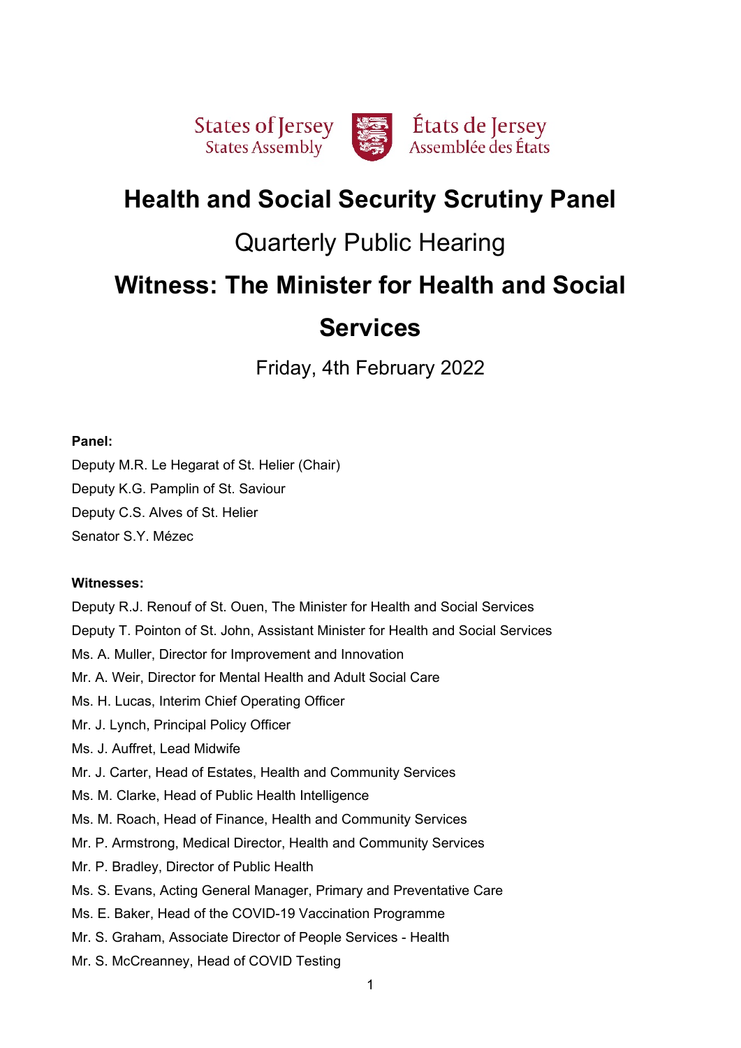States of Jersey
States Assembly

États de Jersey
Assemblée des États

# Health and Social Security Scrutiny Panel

## Quarterly Public Hearing

# Witness: The Minister for Health and Social Services

Friday, 4th February 2022

**Panel:**

Deputy M.R. Le Hegarat of St. Helier (Chair)
Deputy K.G. Pamplin of St. Saviour
Deputy C.S. Alves of St. Helier
Senator S.Y. Mézec

**Witnesses:**

Deputy R.J. Renouf of St. Ouen, The Minister for Health and Social Services
Deputy T. Pointon of St. John, Assistant Minister for Health and Social Services
Ms. A. Muller, Director for Improvement and Innovation
Mr. A. Weir, Director for Mental Health and Adult Social Care
Ms. H. Lucas, Interim Chief Operating Officer
Mr. J. Lynch, Principal Policy Officer
Ms. J. Auffret, Lead Midwife
Mr. J. Carter, Head of Estates, Health and Community Services
Ms. M. Clarke, Head of Public Health Intelligence
Ms. M. Roach, Head of Finance, Health and Community Services
Mr. P. Armstrong, Medical Director, Health and Community Services
Mr. P. Bradley, Director of Public Health
Ms. S. Evans, Acting General Manager, Primary and Preventative Care
Ms. E. Baker, Head of the COVID-19 Vaccination Programme
Mr. S. Graham, Associate Director of People Services - Health
Mr. S. McCreanney, Head of COVID Testing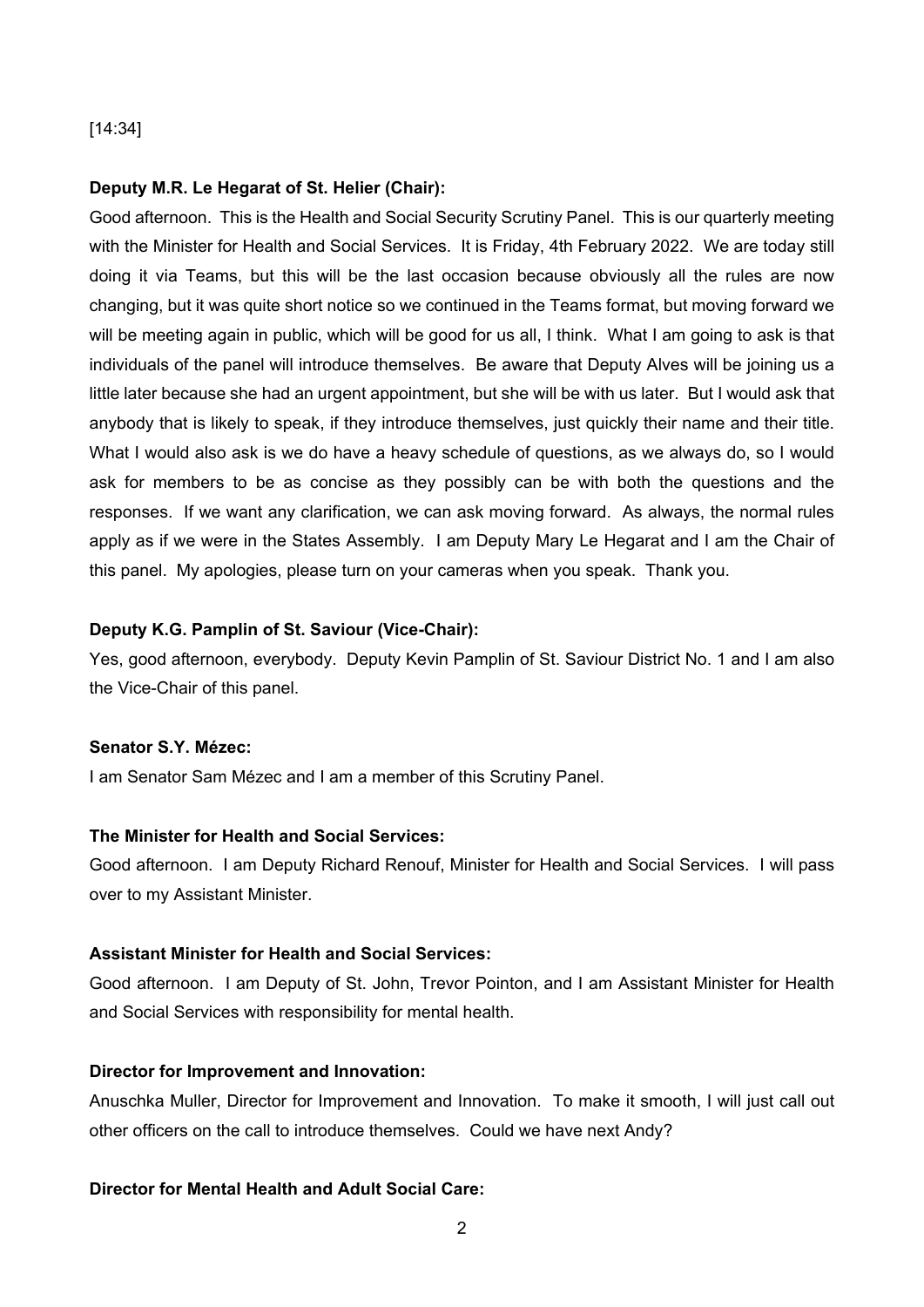[14:34]

**Deputy M.R. Le Hegarat of St. Helier (Chair):**

Good afternoon. This is the Health and Social Security Scrutiny Panel. This is our quarterly meeting with the Minister for Health and Social Services. It is Friday, 4th February 2022. We are today still doing it via Teams, but this will be the last occasion because obviously all the rules are now changing, but it was quite short notice so we continued in the Teams format, but moving forward we will be meeting again in public, which will be good for us all, I think. What I am going to ask is that individuals of the panel will introduce themselves. Be aware that Deputy Alves will be joining us a little later because she had an urgent appointment, but she will be with us later. But I would ask that anybody that is likely to speak, if they introduce themselves, just quickly their name and their title. What I would also ask is we do have a heavy schedule of questions, as we always do, so I would ask for members to be as concise as they possibly can be with both the questions and the responses. If we want any clarification, we can ask moving forward. As always, the normal rules apply as if we were in the States Assembly. I am Deputy Mary Le Hegarat and I am the Chair of this panel. My apologies, please turn on your cameras when you speak. Thank you.

**Deputy K.G. Pamplin of St. Saviour (Vice-Chair):**

Yes, good afternoon, everybody. Deputy Kevin Pamplin of St. Saviour District No. 1 and I am also the Vice-Chair of this panel.

**Senator S.Y. Mézec:**

I am Senator Sam Mézec and I am a member of this Scrutiny Panel.

**The Minister for Health and Social Services:**

Good afternoon. I am Deputy Richard Renouf, Minister for Health and Social Services. I will pass over to my Assistant Minister.

**Assistant Minister for Health and Social Services:**

Good afternoon. I am Deputy of St. John, Trevor Pointon, and I am Assistant Minister for Health and Social Services with responsibility for mental health.

**Director for Improvement and Innovation:**

Anuschka Muller, Director for Improvement and Innovation. To make it smooth, I will just call out other officers on the call to introduce themselves. Could we have next Andy?

**Director for Mental Health and Adult Social Care:**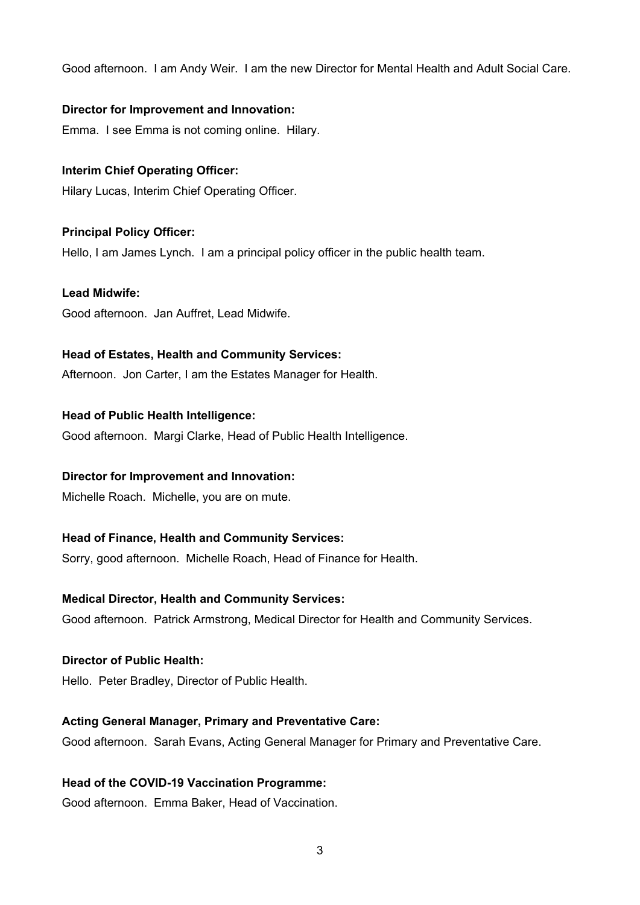Good afternoon. I am Andy Weir. I am the new Director for Mental Health and Adult Social Care.

**Director for Improvement and Innovation:**

Emma. I see Emma is not coming online. Hilary.

**Interim Chief Operating Officer:**

Hilary Lucas, Interim Chief Operating Officer.

**Principal Policy Officer:**

Hello, I am James Lynch. I am a principal policy officer in the public health team.

**Lead Midwife:**

Good afternoon. Jan Auffret, Lead Midwife.

**Head of Estates, Health and Community Services:**

Afternoon. Jon Carter, I am the Estates Manager for Health.

**Head of Public Health Intelligence:**

Good afternoon. Margi Clarke, Head of Public Health Intelligence.

**Director for Improvement and Innovation:**

Michelle Roach. Michelle, you are on mute.

**Head of Finance, Health and Community Services:**

Sorry, good afternoon. Michelle Roach, Head of Finance for Health.

**Medical Director, Health and Community Services:**

Good afternoon. Patrick Armstrong, Medical Director for Health and Community Services.

**Director of Public Health:**

Hello. Peter Bradley, Director of Public Health.

**Acting General Manager, Primary and Preventative Care:**

Good afternoon. Sarah Evans, Acting General Manager for Primary and Preventative Care.

**Head of the COVID-19 Vaccination Programme:**

Good afternoon. Emma Baker, Head of Vaccination.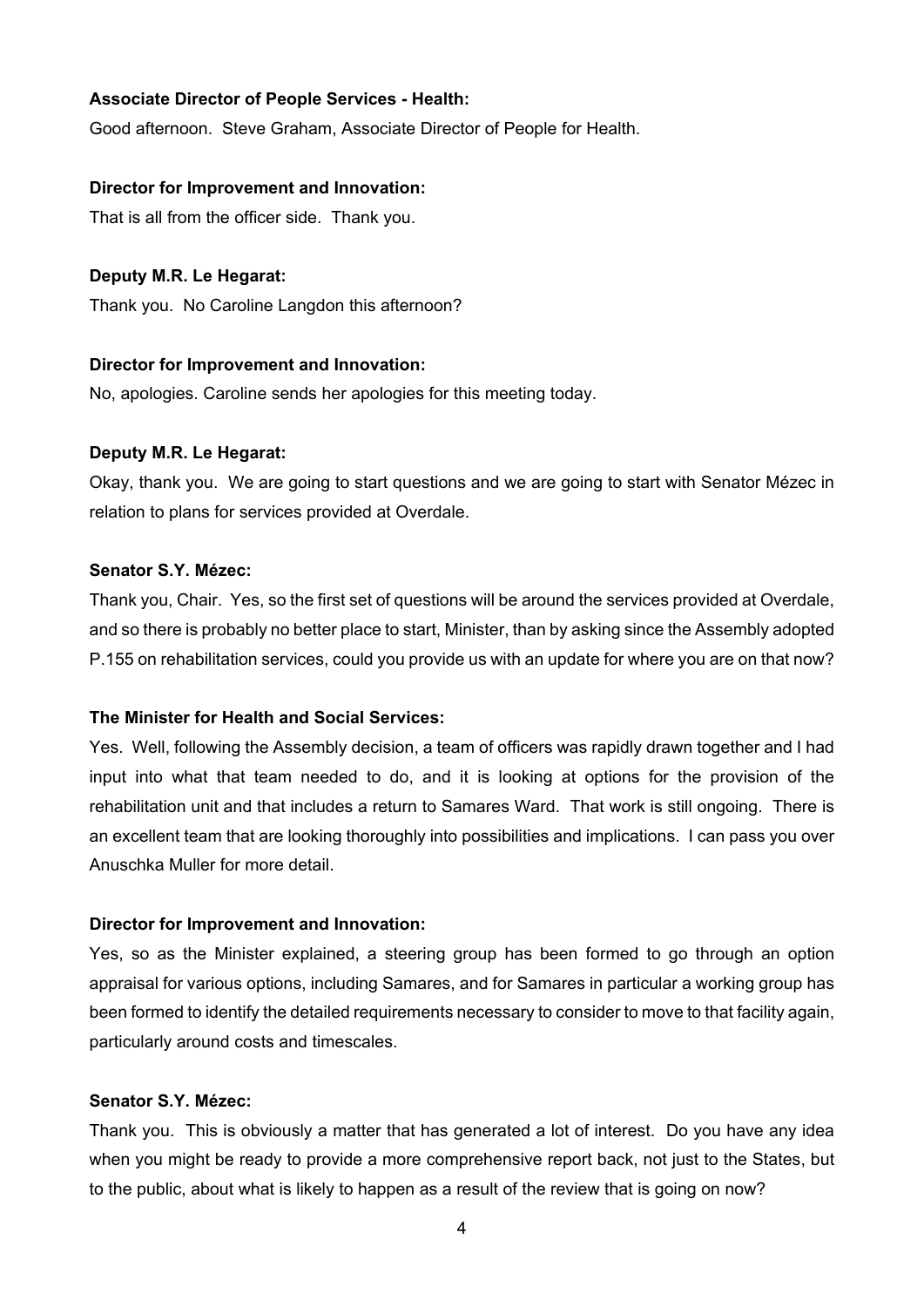**Associate Director of People Services - Health:**

Good afternoon. Steve Graham, Associate Director of People for Health.

**Director for Improvement and Innovation:**

That is all from the officer side. Thank you.

**Deputy M.R. Le Hegarat:**

Thank you. No Caroline Langdon this afternoon?

**Director for Improvement and Innovation:**

No, apologies. Caroline sends her apologies for this meeting today.

**Deputy M.R. Le Hegarat:**

Okay, thank you. We are going to start questions and we are going to start with Senator Mézec in relation to plans for services provided at Overdale.

**Senator S.Y. Mézec:**

Thank you, Chair. Yes, so the first set of questions will be around the services provided at Overdale, and so there is probably no better place to start, Minister, than by asking since the Assembly adopted P.155 on rehabilitation services, could you provide us with an update for where you are on that now?

**The Minister for Health and Social Services:**

Yes. Well, following the Assembly decision, a team of officers was rapidly drawn together and I had input into what that team needed to do, and it is looking at options for the provision of the rehabilitation unit and that includes a return to Samares Ward. That work is still ongoing. There is an excellent team that are looking thoroughly into possibilities and implications. I can pass you over Anuschka Muller for more detail.

**Director for Improvement and Innovation:**

Yes, so as the Minister explained, a steering group has been formed to go through an option appraisal for various options, including Samares, and for Samares in particular a working group has been formed to identify the detailed requirements necessary to consider to move to that facility again, particularly around costs and timescales.

**Senator S.Y. Mézec:**

Thank you. This is obviously a matter that has generated a lot of interest. Do you have any idea when you might be ready to provide a more comprehensive report back, not just to the States, but to the public, about what is likely to happen as a result of the review that is going on now?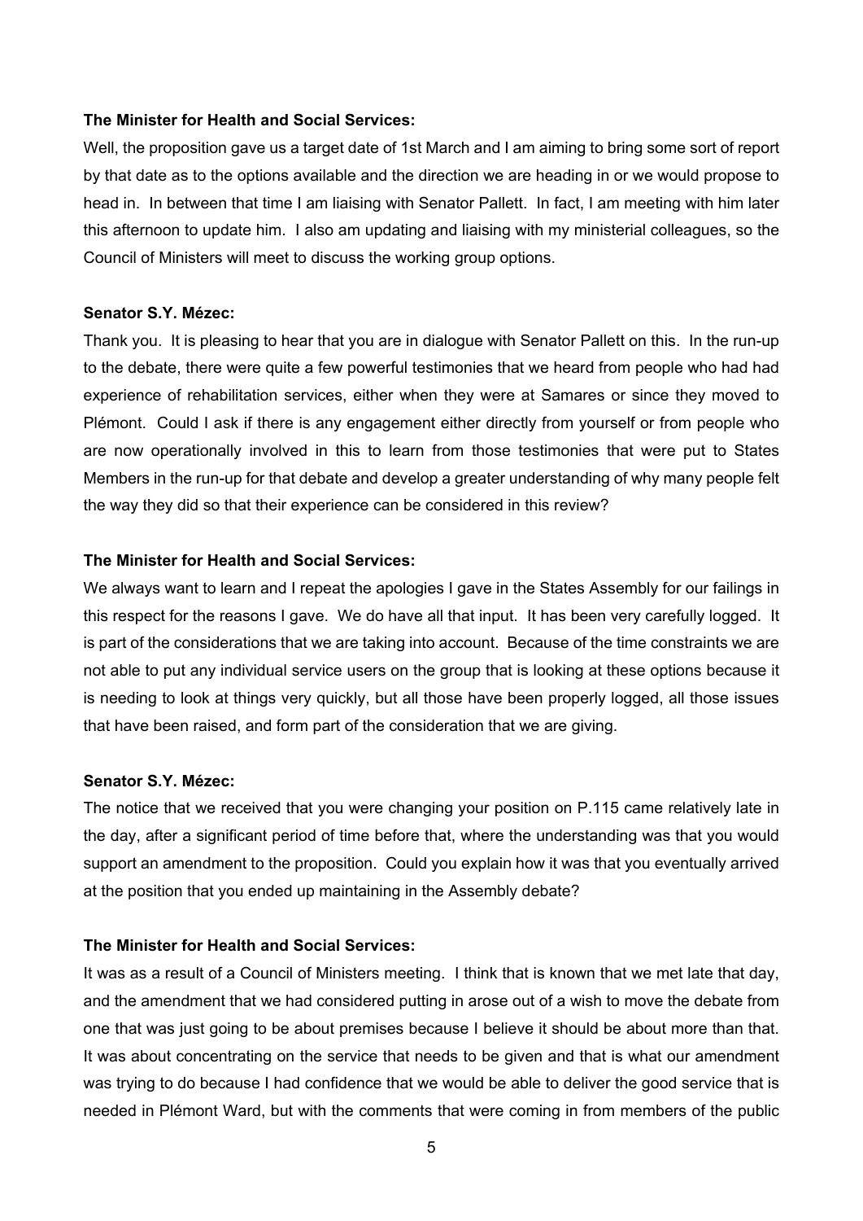**The Minister for Health and Social Services:**

Well, the proposition gave us a target date of 1st March and I am aiming to bring some sort of report by that date as to the options available and the direction we are heading in or we would propose to head in. In between that time I am liaising with Senator Pallett. In fact, I am meeting with him later this afternoon to update him. I also am updating and liaising with my ministerial colleagues, so the Council of Ministers will meet to discuss the working group options.

**Senator S.Y. Mézec:**

Thank you. It is pleasing to hear that you are in dialogue with Senator Pallett on this. In the run-up to the debate, there were quite a few powerful testimonies that we heard from people who had had experience of rehabilitation services, either when they were at Samares or since they moved to Plémont. Could I ask if there is any engagement either directly from yourself or from people who are now operationally involved in this to learn from those testimonies that were put to States Members in the run-up for that debate and develop a greater understanding of why many people felt the way they did so that their experience can be considered in this review?

**The Minister for Health and Social Services:**

We always want to learn and I repeat the apologies I gave in the States Assembly for our failings in this respect for the reasons I gave. We do have all that input. It has been very carefully logged. It is part of the considerations that we are taking into account. Because of the time constraints we are not able to put any individual service users on the group that is looking at these options because it is needing to look at things very quickly, but all those have been properly logged, all those issues that have been raised, and form part of the consideration that we are giving.

**Senator S.Y. Mézec:**

The notice that we received that you were changing your position on P.115 came relatively late in the day, after a significant period of time before that, where the understanding was that you would support an amendment to the proposition. Could you explain how it was that you eventually arrived at the position that you ended up maintaining in the Assembly debate?

**The Minister for Health and Social Services:**

It was as a result of a Council of Ministers meeting. I think that is known that we met late that day, and the amendment that we had considered putting in arose out of a wish to move the debate from one that was just going to be about premises because I believe it should be about more than that. It was about concentrating on the service that needs to be given and that is what our amendment was trying to do because I had confidence that we would be able to deliver the good service that is needed in Plémont Ward, but with the comments that were coming in from members of the public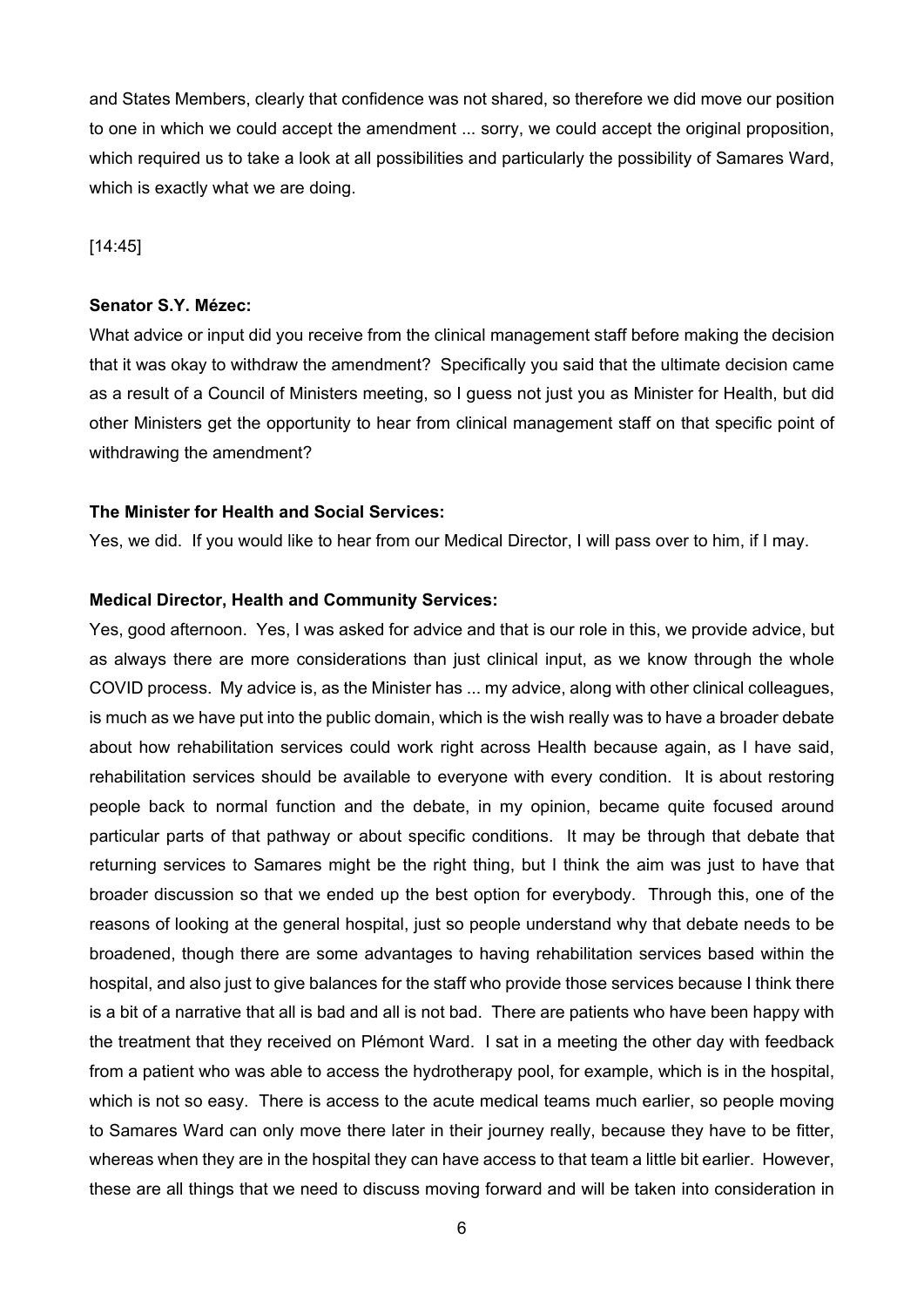and States Members, clearly that confidence was not shared, so therefore we did move our position to one in which we could accept the amendment ... sorry, we could accept the original proposition, which required us to take a look at all possibilities and particularly the possibility of Samares Ward, which is exactly what we are doing.

[14:45]

**Senator S.Y. Mézec:**

What advice or input did you receive from the clinical management staff before making the decision that it was okay to withdraw the amendment? Specifically you said that the ultimate decision came as a result of a Council of Ministers meeting, so I guess not just you as Minister for Health, but did other Ministers get the opportunity to hear from clinical management staff on that specific point of withdrawing the amendment?

**The Minister for Health and Social Services:**

Yes, we did. If you would like to hear from our Medical Director, I will pass over to him, if I may.

**Medical Director, Health and Community Services:**

Yes, good afternoon. Yes, I was asked for advice and that is our role in this, we provide advice, but as always there are more considerations than just clinical input, as we know through the whole COVID process. My advice is, as the Minister has ... my advice, along with other clinical colleagues, is much as we have put into the public domain, which is the wish really was to have a broader debate about how rehabilitation services could work right across Health because again, as I have said, rehabilitation services should be available to everyone with every condition. It is about restoring people back to normal function and the debate, in my opinion, became quite focused around particular parts of that pathway or about specific conditions. It may be through that debate that returning services to Samares might be the right thing, but I think the aim was just to have that broader discussion so that we ended up the best option for everybody. Through this, one of the reasons of looking at the general hospital, just so people understand why that debate needs to be broadened, though there are some advantages to having rehabilitation services based within the hospital, and also just to give balances for the staff who provide those services because I think there is a bit of a narrative that all is bad and all is not bad. There are patients who have been happy with the treatment that they received on Plémont Ward. I sat in a meeting the other day with feedback from a patient who was able to access the hydrotherapy pool, for example, which is in the hospital, which is not so easy. There is access to the acute medical teams much earlier, so people moving to Samares Ward can only move there later in their journey really, because they have to be fitter, whereas when they are in the hospital they can have access to that team a little bit earlier. However, these are all things that we need to discuss moving forward and will be taken into consideration in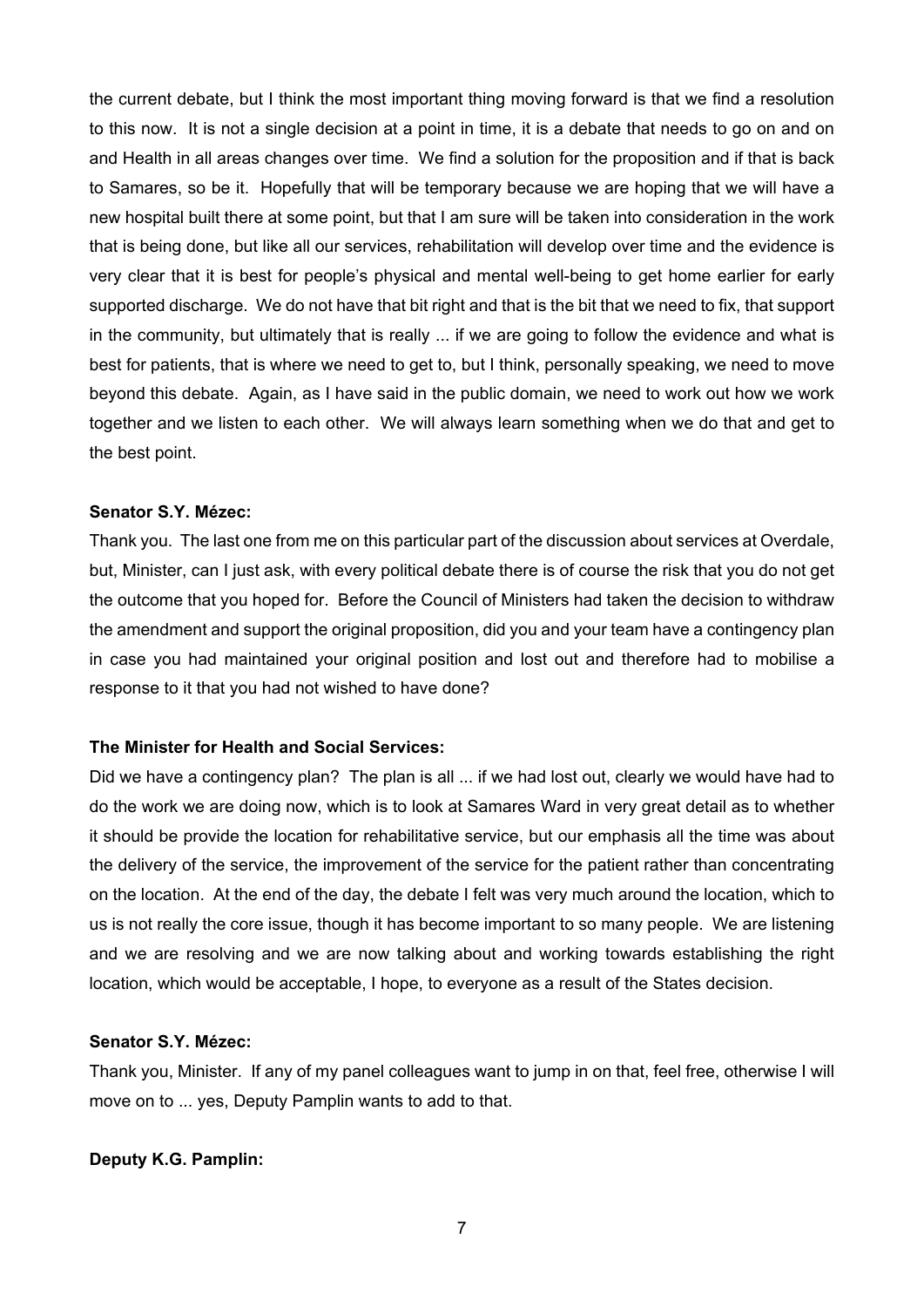the current debate, but I think the most important thing moving forward is that we find a resolution to this now. It is not a single decision at a point in time, it is a debate that needs to go on and on and Health in all areas changes over time. We find a solution for the proposition and if that is back to Samares, so be it. Hopefully that will be temporary because we are hoping that we will have a new hospital built there at some point, but that I am sure will be taken into consideration in the work that is being done, but like all our services, rehabilitation will develop over time and the evidence is very clear that it is best for people's physical and mental well-being to get home earlier for early supported discharge. We do not have that bit right and that is the bit that we need to fix, that support in the community, but ultimately that is really ... if we are going to follow the evidence and what is best for patients, that is where we need to get to, but I think, personally speaking, we need to move beyond this debate. Again, as I have said in the public domain, we need to work out how we work together and we listen to each other. We will always learn something when we do that and get to the best point.

**Senator S.Y. Mézec:**

Thank you. The last one from me on this particular part of the discussion about services at Overdale, but, Minister, can I just ask, with every political debate there is of course the risk that you do not get the outcome that you hoped for. Before the Council of Ministers had taken the decision to withdraw the amendment and support the original proposition, did you and your team have a contingency plan in case you had maintained your original position and lost out and therefore had to mobilise a response to it that you had not wished to have done?

**The Minister for Health and Social Services:**

Did we have a contingency plan? The plan is all ... if we had lost out, clearly we would have had to do the work we are doing now, which is to look at Samares Ward in very great detail as to whether it should be provide the location for rehabilitative service, but our emphasis all the time was about the delivery of the service, the improvement of the service for the patient rather than concentrating on the location. At the end of the day, the debate I felt was very much around the location, which to us is not really the core issue, though it has become important to so many people. We are listening and we are resolving and we are now talking about and working towards establishing the right location, which would be acceptable, I hope, to everyone as a result of the States decision.

**Senator S.Y. Mézec:**

Thank you, Minister. If any of my panel colleagues want to jump in on that, feel free, otherwise I will move on to ... yes, Deputy Pamplin wants to add to that.

**Deputy K.G. Pamplin:**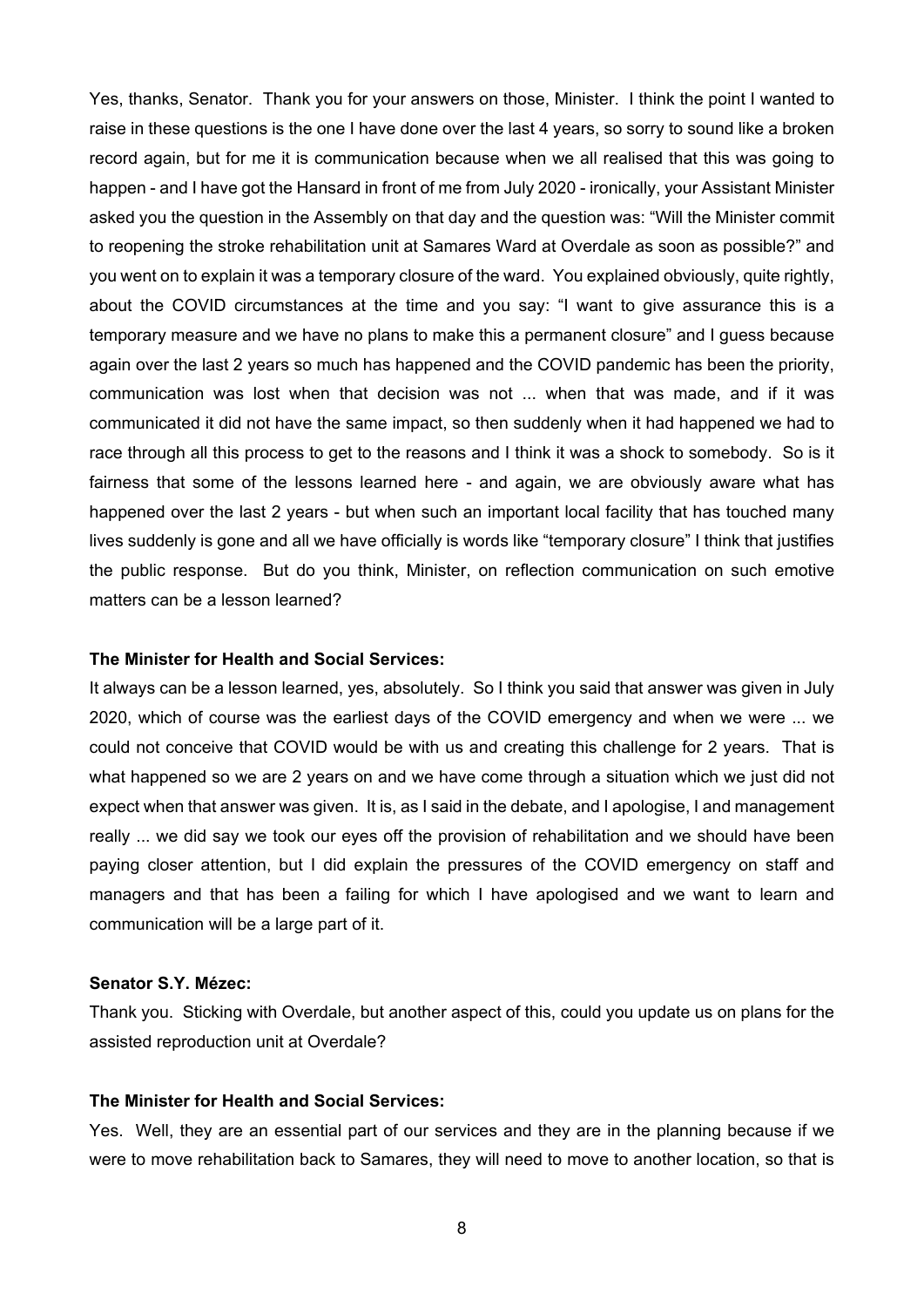Yes, thanks, Senator. Thank you for your answers on those, Minister. I think the point I wanted to raise in these questions is the one I have done over the last 4 years, so sorry to sound like a broken record again, but for me it is communication because when we all realised that this was going to happen - and I have got the Hansard in front of me from July 2020 - ironically, your Assistant Minister asked you the question in the Assembly on that day and the question was: "Will the Minister commit to reopening the stroke rehabilitation unit at Samares Ward at Overdale as soon as possible?" and you went on to explain it was a temporary closure of the ward. You explained obviously, quite rightly, about the COVID circumstances at the time and you say: "I want to give assurance this is a temporary measure and we have no plans to make this a permanent closure" and I guess because again over the last 2 years so much has happened and the COVID pandemic has been the priority, communication was lost when that decision was not ... when that was made, and if it was communicated it did not have the same impact, so then suddenly when it had happened we had to race through all this process to get to the reasons and I think it was a shock to somebody. So is it fairness that some of the lessons learned here - and again, we are obviously aware what has happened over the last 2 years - but when such an important local facility that has touched many lives suddenly is gone and all we have officially is words like "temporary closure" I think that justifies the public response. But do you think, Minister, on reflection communication on such emotive matters can be a lesson learned?

**The Minister for Health and Social Services:**

It always can be a lesson learned, yes, absolutely. So I think you said that answer was given in July 2020, which of course was the earliest days of the COVID emergency and when we were ... we could not conceive that COVID would be with us and creating this challenge for 2 years. That is what happened so we are 2 years on and we have come through a situation which we just did not expect when that answer was given. It is, as I said in the debate, and I apologise, I and management really ... we did say we took our eyes off the provision of rehabilitation and we should have been paying closer attention, but I did explain the pressures of the COVID emergency on staff and managers and that has been a failing for which I have apologised and we want to learn and communication will be a large part of it.

**Senator S.Y. Mézec:**

Thank you. Sticking with Overdale, but another aspect of this, could you update us on plans for the assisted reproduction unit at Overdale?

**The Minister for Health and Social Services:**

Yes. Well, they are an essential part of our services and they are in the planning because if we were to move rehabilitation back to Samares, they will need to move to another location, so that is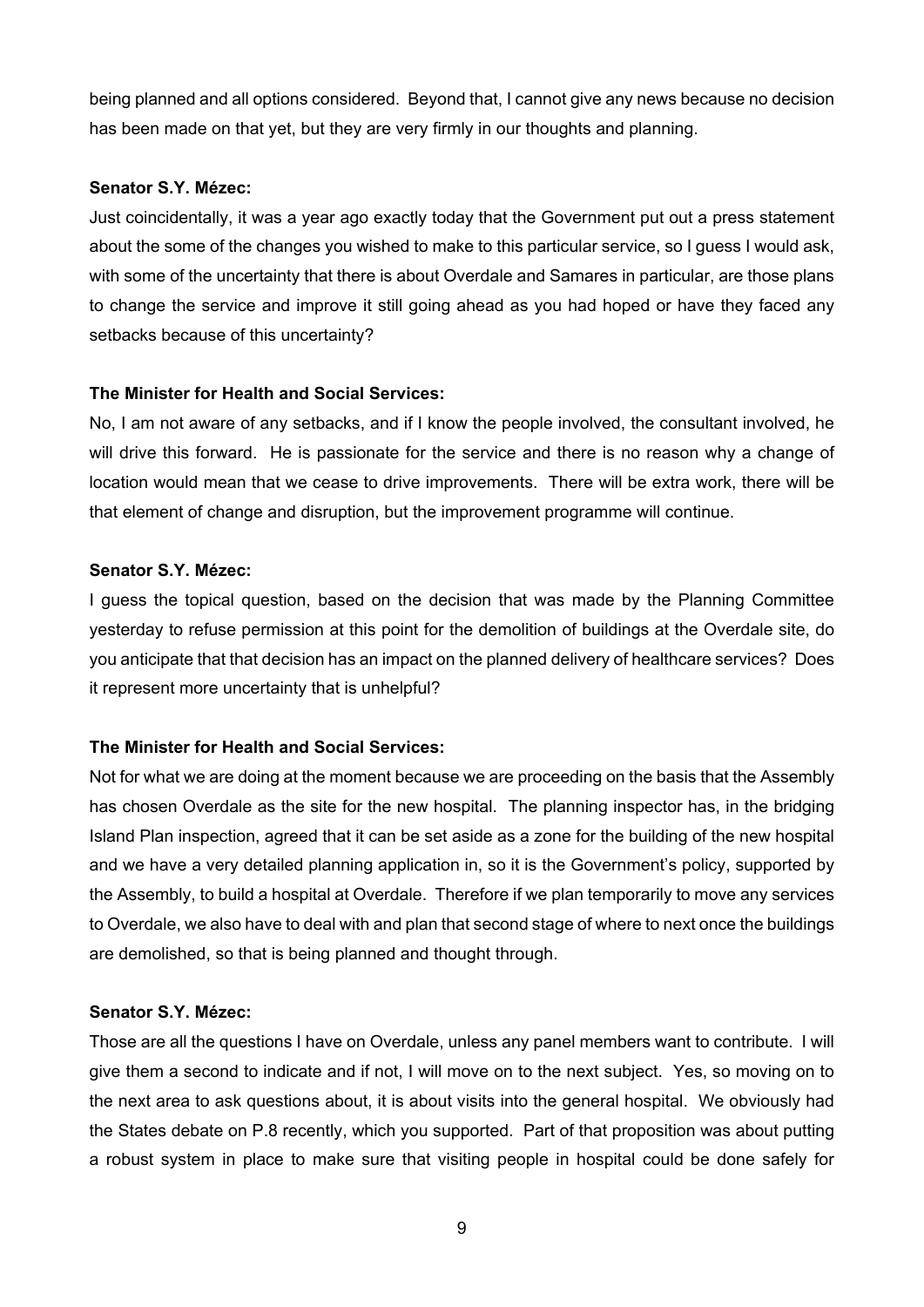being planned and all options considered. Beyond that, I cannot give any news because no decision has been made on that yet, but they are very firmly in our thoughts and planning.

**Senator S.Y. Mézec:**

Just coincidentally, it was a year ago exactly today that the Government put out a press statement about the some of the changes you wished to make to this particular service, so I guess I would ask, with some of the uncertainty that there is about Overdale and Samares in particular, are those plans to change the service and improve it still going ahead as you had hoped or have they faced any setbacks because of this uncertainty?

**The Minister for Health and Social Services:**

No, I am not aware of any setbacks, and if I know the people involved, the consultant involved, he will drive this forward. He is passionate for the service and there is no reason why a change of location would mean that we cease to drive improvements. There will be extra work, there will be that element of change and disruption, but the improvement programme will continue.

**Senator S.Y. Mézec:**

I guess the topical question, based on the decision that was made by the Planning Committee yesterday to refuse permission at this point for the demolition of buildings at the Overdale site, do you anticipate that that decision has an impact on the planned delivery of healthcare services? Does it represent more uncertainty that is unhelpful?

**The Minister for Health and Social Services:**

Not for what we are doing at the moment because we are proceeding on the basis that the Assembly has chosen Overdale as the site for the new hospital. The planning inspector has, in the bridging Island Plan inspection, agreed that it can be set aside as a zone for the building of the new hospital and we have a very detailed planning application in, so it is the Government's policy, supported by the Assembly, to build a hospital at Overdale. Therefore if we plan temporarily to move any services to Overdale, we also have to deal with and plan that second stage of where to next once the buildings are demolished, so that is being planned and thought through.

**Senator S.Y. Mézec:**

Those are all the questions I have on Overdale, unless any panel members want to contribute. I will give them a second to indicate and if not, I will move on to the next subject. Yes, so moving on to the next area to ask questions about, it is about visits into the general hospital. We obviously had the States debate on P.8 recently, which you supported. Part of that proposition was about putting a robust system in place to make sure that visiting people in hospital could be done safely for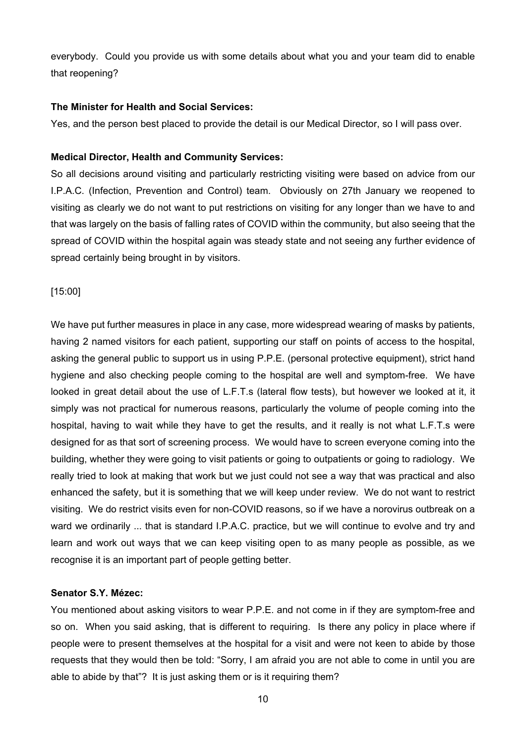everybody. Could you provide us with some details about what you and your team did to enable that reopening?

**The Minister for Health and Social Services:**

Yes, and the person best placed to provide the detail is our Medical Director, so I will pass over.

**Medical Director, Health and Community Services:**

So all decisions around visiting and particularly restricting visiting were based on advice from our I.P.A.C. (Infection, Prevention and Control) team. Obviously on 27th January we reopened to visiting as clearly we do not want to put restrictions on visiting for any longer than we have to and that was largely on the basis of falling rates of COVID within the community, but also seeing that the spread of COVID within the hospital again was steady state and not seeing any further evidence of spread certainly being brought in by visitors.

[15:00]

We have put further measures in place in any case, more widespread wearing of masks by patients, having 2 named visitors for each patient, supporting our staff on points of access to the hospital, asking the general public to support us in using P.P.E. (personal protective equipment), strict hand hygiene and also checking people coming to the hospital are well and symptom-free. We have looked in great detail about the use of L.F.T.s (lateral flow tests), but however we looked at it, it simply was not practical for numerous reasons, particularly the volume of people coming into the hospital, having to wait while they have to get the results, and it really is not what L.F.T.s were designed for as that sort of screening process. We would have to screen everyone coming into the building, whether they were going to visit patients or going to outpatients or going to radiology. We really tried to look at making that work but we just could not see a way that was practical and also enhanced the safety, but it is something that we will keep under review. We do not want to restrict visiting. We do restrict visits even for non-COVID reasons, so if we have a norovirus outbreak on a ward we ordinarily ... that is standard I.P.A.C. practice, but we will continue to evolve and try and learn and work out ways that we can keep visiting open to as many people as possible, as we recognise it is an important part of people getting better.

**Senator S.Y. Mézec:**

You mentioned about asking visitors to wear P.P.E. and not come in if they are symptom-free and so on. When you said asking, that is different to requiring. Is there any policy in place where if people were to present themselves at the hospital for a visit and were not keen to abide by those requests that they would then be told: "Sorry, I am afraid you are not able to come in until you are able to abide by that"? It is just asking them or is it requiring them?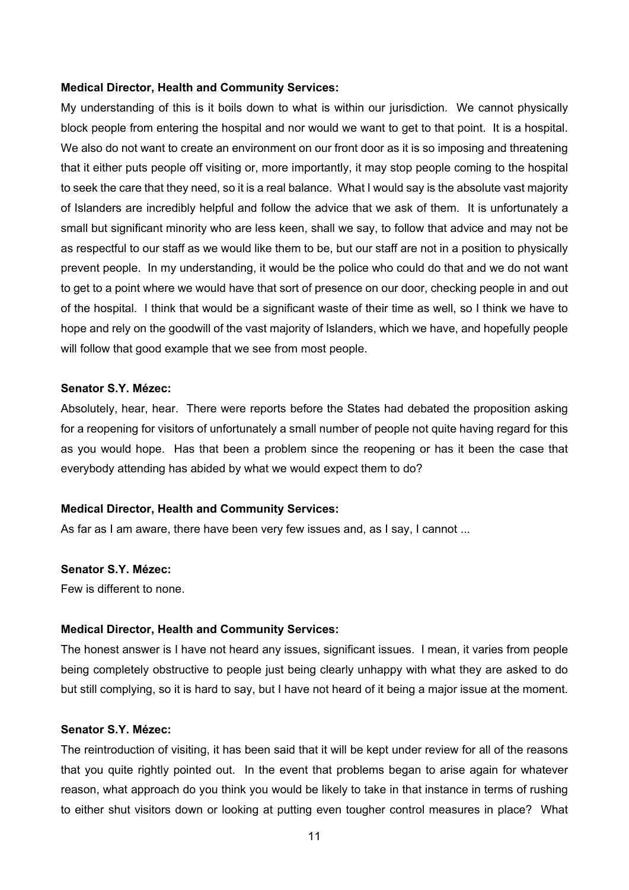**Medical Director, Health and Community Services:**

My understanding of this is it boils down to what is within our jurisdiction. We cannot physically block people from entering the hospital and nor would we want to get to that point. It is a hospital. We also do not want to create an environment on our front door as it is so imposing and threatening that it either puts people off visiting or, more importantly, it may stop people coming to the hospital to seek the care that they need, so it is a real balance. What I would say is the absolute vast majority of Islanders are incredibly helpful and follow the advice that we ask of them. It is unfortunately a small but significant minority who are less keen, shall we say, to follow that advice and may not be as respectful to our staff as we would like them to be, but our staff are not in a position to physically prevent people. In my understanding, it would be the police who could do that and we do not want to get to a point where we would have that sort of presence on our door, checking people in and out of the hospital. I think that would be a significant waste of their time as well, so I think we have to hope and rely on the goodwill of the vast majority of Islanders, which we have, and hopefully people will follow that good example that we see from most people.

**Senator S.Y. Mézec:**

Absolutely, hear, hear. There were reports before the States had debated the proposition asking for a reopening for visitors of unfortunately a small number of people not quite having regard for this as you would hope. Has that been a problem since the reopening or has it been the case that everybody attending has abided by what we would expect them to do?

**Medical Director, Health and Community Services:**

As far as I am aware, there have been very few issues and, as I say, I cannot ...

**Senator S.Y. Mézec:**

Few is different to none.

**Medical Director, Health and Community Services:**

The honest answer is I have not heard any issues, significant issues. I mean, it varies from people being completely obstructive to people just being clearly unhappy with what they are asked to do but still complying, so it is hard to say, but I have not heard of it being a major issue at the moment.

**Senator S.Y. Mézec:**

The reintroduction of visiting, it has been said that it will be kept under review for all of the reasons that you quite rightly pointed out. In the event that problems began to arise again for whatever reason, what approach do you think you would be likely to take in that instance in terms of rushing to either shut visitors down or looking at putting even tougher control measures in place? What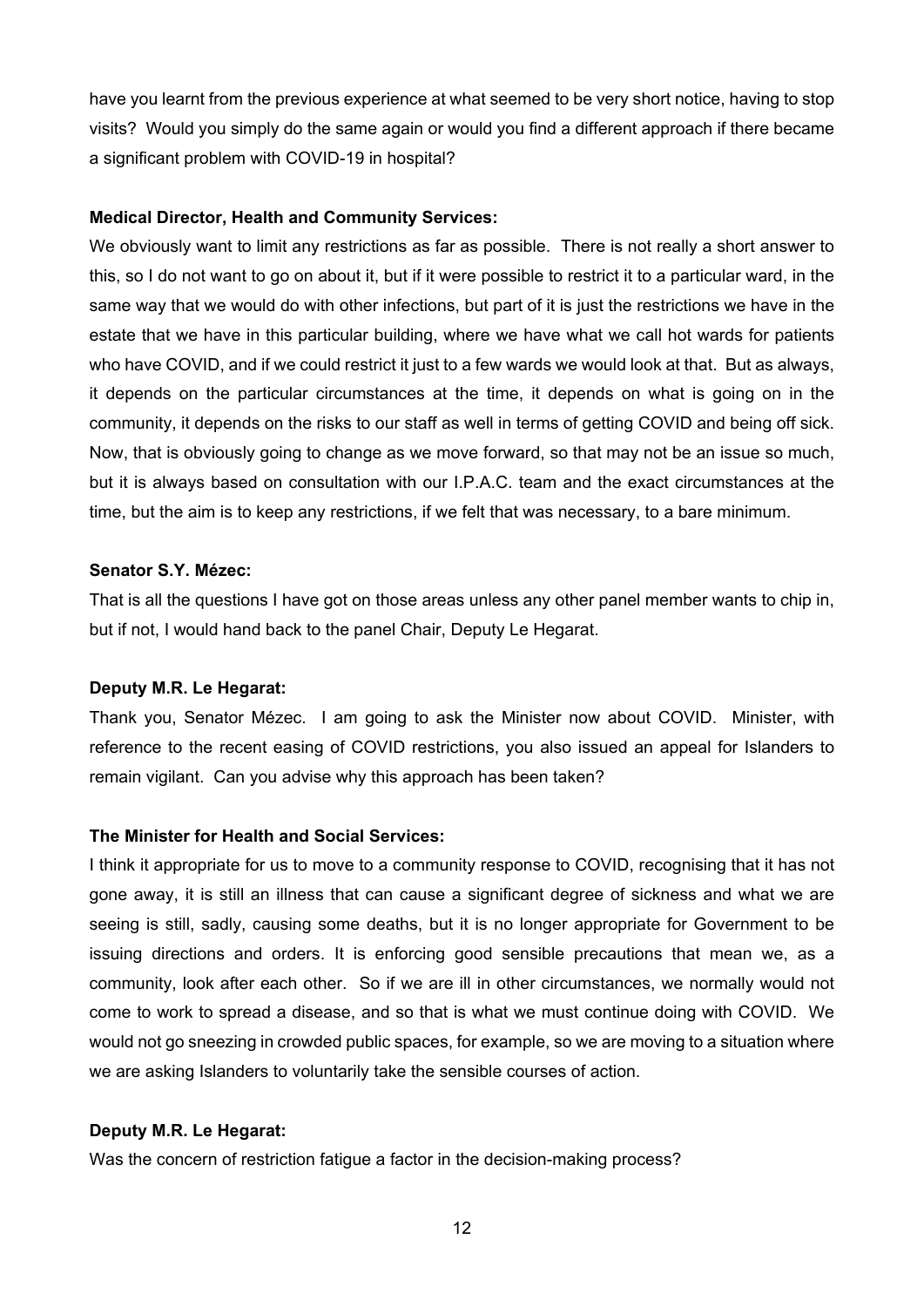have you learnt from the previous experience at what seemed to be very short notice, having to stop visits? Would you simply do the same again or would you find a different approach if there became a significant problem with COVID-19 in hospital?

**Medical Director, Health and Community Services:**

We obviously want to limit any restrictions as far as possible. There is not really a short answer to this, so I do not want to go on about it, but if it were possible to restrict it to a particular ward, in the same way that we would do with other infections, but part of it is just the restrictions we have in the estate that we have in this particular building, where we have what we call hot wards for patients who have COVID, and if we could restrict it just to a few wards we would look at that. But as always, it depends on the particular circumstances at the time, it depends on what is going on in the community, it depends on the risks to our staff as well in terms of getting COVID and being off sick. Now, that is obviously going to change as we move forward, so that may not be an issue so much, but it is always based on consultation with our I.P.A.C. team and the exact circumstances at the time, but the aim is to keep any restrictions, if we felt that was necessary, to a bare minimum.

**Senator S.Y. Mézec:**

That is all the questions I have got on those areas unless any other panel member wants to chip in, but if not, I would hand back to the panel Chair, Deputy Le Hegarat.

**Deputy M.R. Le Hegarat:**

Thank you, Senator Mézec. I am going to ask the Minister now about COVID. Minister, with reference to the recent easing of COVID restrictions, you also issued an appeal for Islanders to remain vigilant. Can you advise why this approach has been taken?

**The Minister for Health and Social Services:**

I think it appropriate for us to move to a community response to COVID, recognising that it has not gone away, it is still an illness that can cause a significant degree of sickness and what we are seeing is still, sadly, causing some deaths, but it is no longer appropriate for Government to be issuing directions and orders. It is enforcing good sensible precautions that mean we, as a community, look after each other. So if we are ill in other circumstances, we normally would not come to work to spread a disease, and so that is what we must continue doing with COVID. We would not go sneezing in crowded public spaces, for example, so we are moving to a situation where we are asking Islanders to voluntarily take the sensible courses of action.

**Deputy M.R. Le Hegarat:**

Was the concern of restriction fatigue a factor in the decision-making process?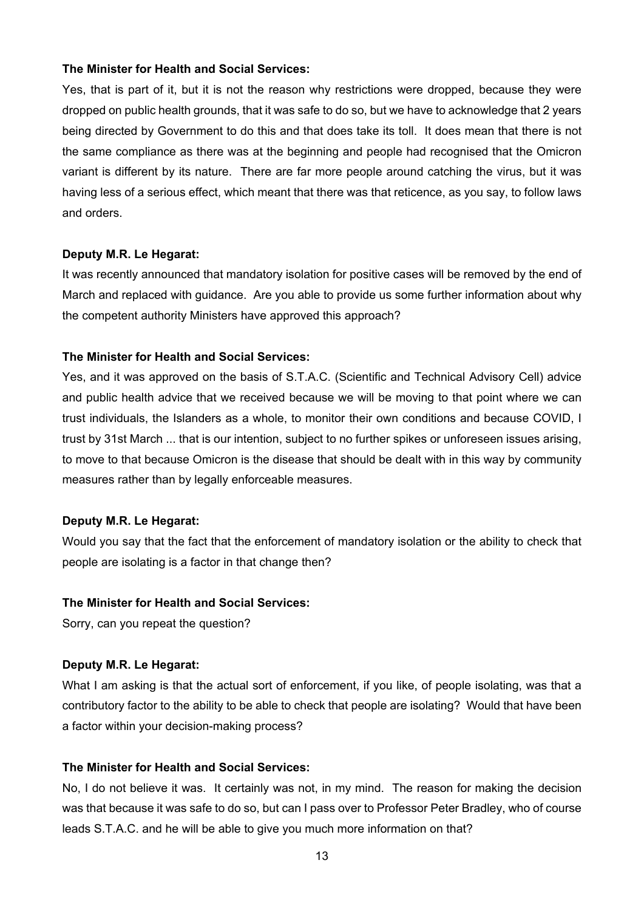**The Minister for Health and Social Services:**

Yes, that is part of it, but it is not the reason why restrictions were dropped, because they were dropped on public health grounds, that it was safe to do so, but we have to acknowledge that 2 years being directed by Government to do this and that does take its toll. It does mean that there is not the same compliance as there was at the beginning and people had recognised that the Omicron variant is different by its nature. There are far more people around catching the virus, but it was having less of a serious effect, which meant that there was that reticence, as you say, to follow laws and orders.

**Deputy M.R. Le Hegarat:**

It was recently announced that mandatory isolation for positive cases will be removed by the end of March and replaced with guidance. Are you able to provide us some further information about why the competent authority Ministers have approved this approach?

**The Minister for Health and Social Services:**

Yes, and it was approved on the basis of S.T.A.C. (Scientific and Technical Advisory Cell) advice and public health advice that we received because we will be moving to that point where we can trust individuals, the Islanders as a whole, to monitor their own conditions and because COVID, I trust by 31st March ... that is our intention, subject to no further spikes or unforeseen issues arising, to move to that because Omicron is the disease that should be dealt with in this way by community measures rather than by legally enforceable measures.

**Deputy M.R. Le Hegarat:**

Would you say that the fact that the enforcement of mandatory isolation or the ability to check that people are isolating is a factor in that change then?

**The Minister for Health and Social Services:**

Sorry, can you repeat the question?

**Deputy M.R. Le Hegarat:**

What I am asking is that the actual sort of enforcement, if you like, of people isolating, was that a contributory factor to the ability to be able to check that people are isolating? Would that have been a factor within your decision-making process?

**The Minister for Health and Social Services:**

No, I do not believe it was. It certainly was not, in my mind. The reason for making the decision was that because it was safe to do so, but can I pass over to Professor Peter Bradley, who of course leads S.T.A.C. and he will be able to give you much more information on that?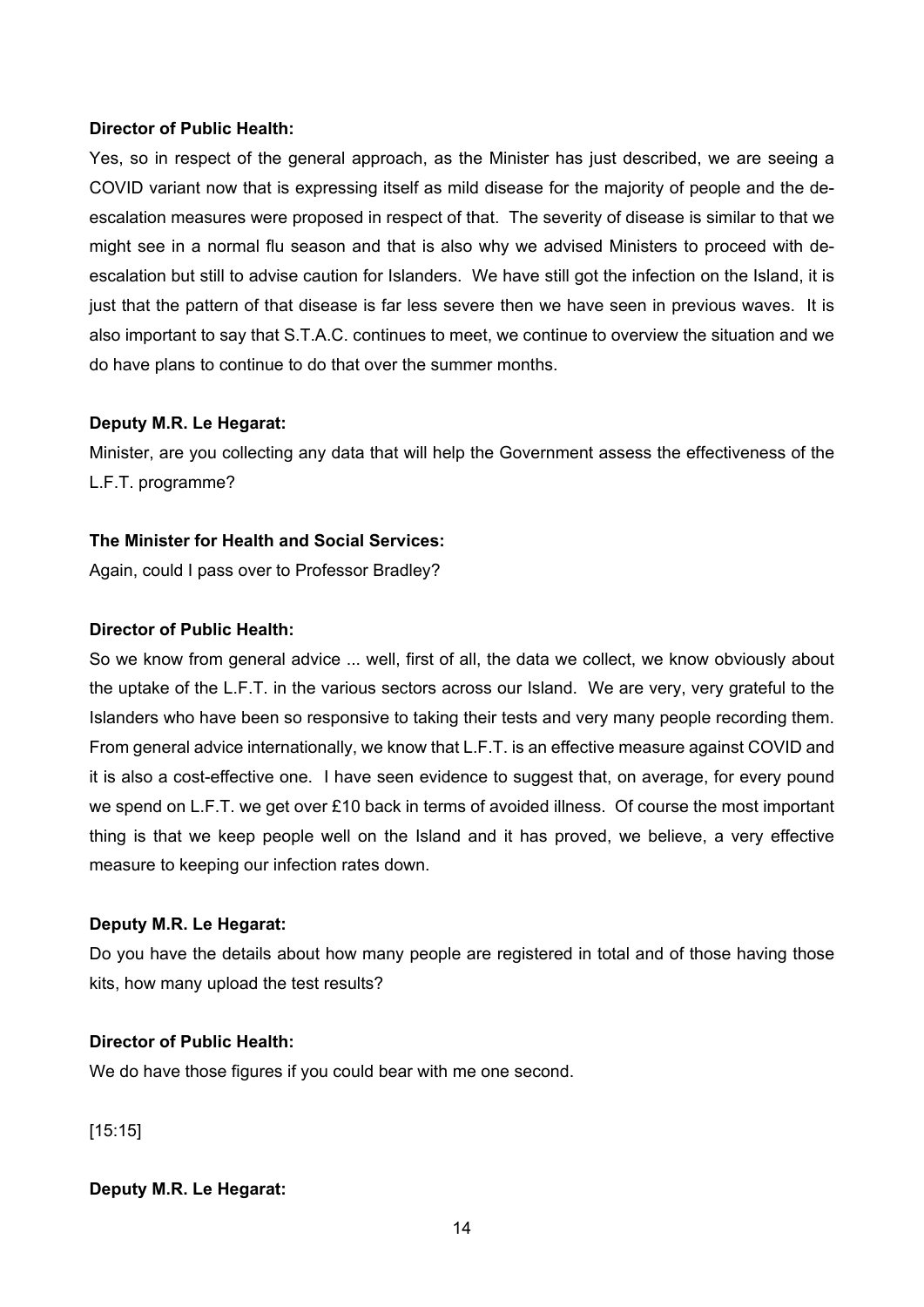**Director of Public Health:**

Yes, so in respect of the general approach, as the Minister has just described, we are seeing a COVID variant now that is expressing itself as mild disease for the majority of people and the de-escalation measures were proposed in respect of that. The severity of disease is similar to that we might see in a normal flu season and that is also why we advised Ministers to proceed with de-escalation but still to advise caution for Islanders. We have still got the infection on the Island, it is just that the pattern of that disease is far less severe then we have seen in previous waves. It is also important to say that S.T.A.C. continues to meet, we continue to overview the situation and we do have plans to continue to do that over the summer months.

**Deputy M.R. Le Hegarat:**

Minister, are you collecting any data that will help the Government assess the effectiveness of the L.F.T. programme?

**The Minister for Health and Social Services:**

Again, could I pass over to Professor Bradley?

**Director of Public Health:**

So we know from general advice ... well, first of all, the data we collect, we know obviously about the uptake of the L.F.T. in the various sectors across our Island. We are very, very grateful to the Islanders who have been so responsive to taking their tests and very many people recording them. From general advice internationally, we know that L.F.T. is an effective measure against COVID and it is also a cost-effective one. I have seen evidence to suggest that, on average, for every pound we spend on L.F.T. we get over £10 back in terms of avoided illness. Of course the most important thing is that we keep people well on the Island and it has proved, we believe, a very effective measure to keeping our infection rates down.

**Deputy M.R. Le Hegarat:**

Do you have the details about how many people are registered in total and of those having those kits, how many upload the test results?

**Director of Public Health:**

We do have those figures if you could bear with me one second.

[15:15]

**Deputy M.R. Le Hegarat:**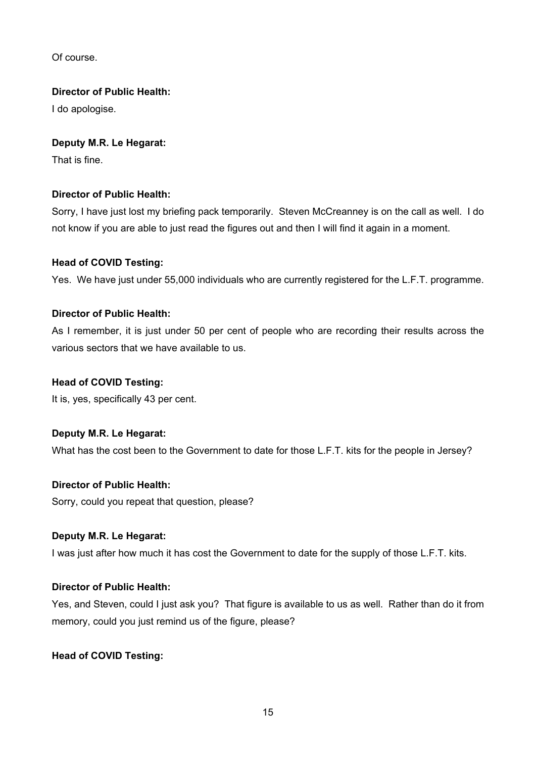Of course.

**Director of Public Health:**

I do apologise.

**Deputy M.R. Le Hegarat:**

That is fine.

**Director of Public Health:**

Sorry, I have just lost my briefing pack temporarily. Steven McCreanney is on the call as well. I do not know if you are able to just read the figures out and then I will find it again in a moment.

**Head of COVID Testing:**

Yes. We have just under 55,000 individuals who are currently registered for the L.F.T. programme.

**Director of Public Health:**

As I remember, it is just under 50 per cent of people who are recording their results across the various sectors that we have available to us.

**Head of COVID Testing:**

It is, yes, specifically 43 per cent.

**Deputy M.R. Le Hegarat:**

What has the cost been to the Government to date for those L.F.T. kits for the people in Jersey?

**Director of Public Health:**

Sorry, could you repeat that question, please?

**Deputy M.R. Le Hegarat:**

I was just after how much it has cost the Government to date for the supply of those L.F.T. kits.

**Director of Public Health:**

Yes, and Steven, could I just ask you? That figure is available to us as well. Rather than do it from memory, could you just remind us of the figure, please?

**Head of COVID Testing:**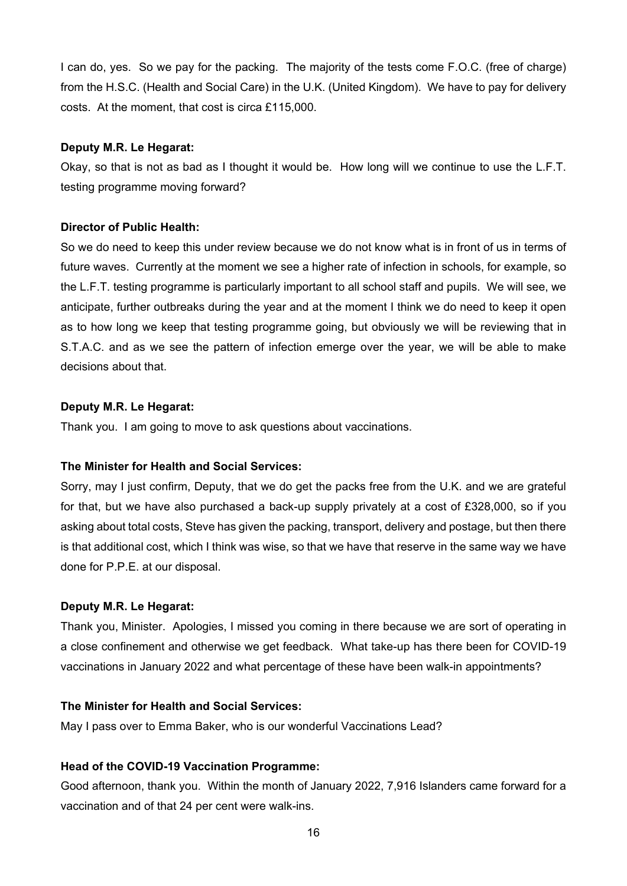I can do, yes. So we pay for the packing. The majority of the tests come F.O.C. (free of charge) from the H.S.C. (Health and Social Care) in the U.K. (United Kingdom). We have to pay for delivery costs. At the moment, that cost is circa £115,000.

**Deputy M.R. Le Hegarat:**

Okay, so that is not as bad as I thought it would be. How long will we continue to use the L.F.T. testing programme moving forward?

**Director of Public Health:**

So we do need to keep this under review because we do not know what is in front of us in terms of future waves. Currently at the moment we see a higher rate of infection in schools, for example, so the L.F.T. testing programme is particularly important to all school staff and pupils. We will see, we anticipate, further outbreaks during the year and at the moment I think we do need to keep it open as to how long we keep that testing programme going, but obviously we will be reviewing that in S.T.A.C. and as we see the pattern of infection emerge over the year, we will be able to make decisions about that.

**Deputy M.R. Le Hegarat:**

Thank you. I am going to move to ask questions about vaccinations.

**The Minister for Health and Social Services:**

Sorry, may I just confirm, Deputy, that we do get the packs free from the U.K. and we are grateful for that, but we have also purchased a back-up supply privately at a cost of £328,000, so if you asking about total costs, Steve has given the packing, transport, delivery and postage, but then there is that additional cost, which I think was wise, so that we have that reserve in the same way we have done for P.P.E. at our disposal.

**Deputy M.R. Le Hegarat:**

Thank you, Minister. Apologies, I missed you coming in there because we are sort of operating in a close confinement and otherwise we get feedback. What take-up has there been for COVID-19 vaccinations in January 2022 and what percentage of these have been walk-in appointments?

**The Minister for Health and Social Services:**

May I pass over to Emma Baker, who is our wonderful Vaccinations Lead?

**Head of the COVID-19 Vaccination Programme:**

Good afternoon, thank you. Within the month of January 2022, 7,916 Islanders came forward for a vaccination and of that 24 per cent were walk-ins.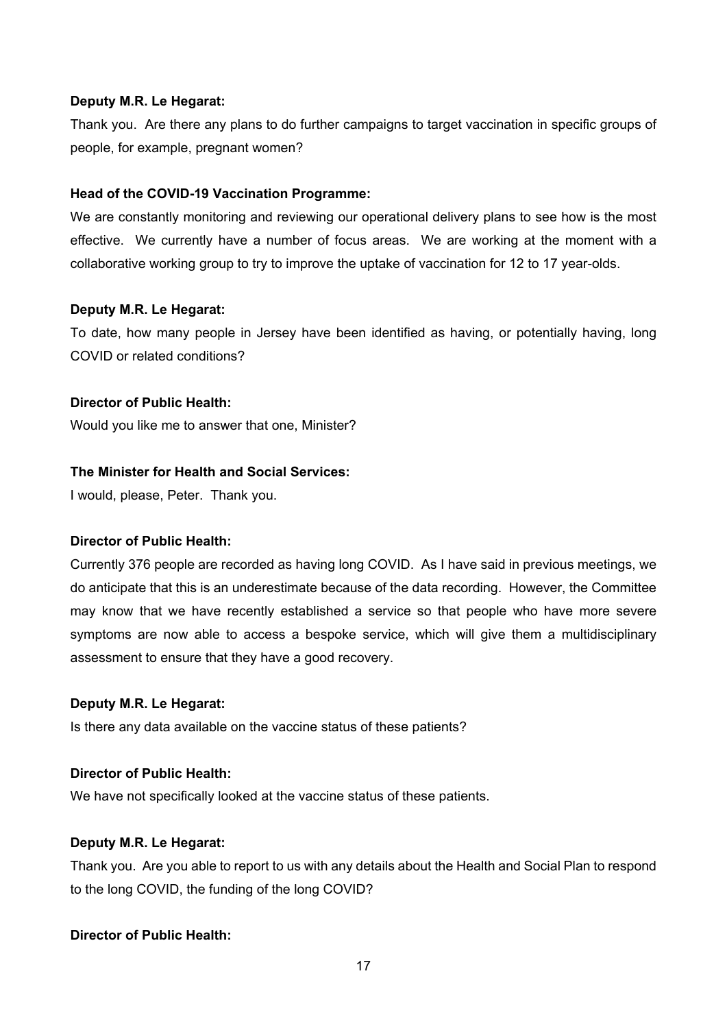**Deputy M.R. Le Hegarat:**

Thank you. Are there any plans to do further campaigns to target vaccination in specific groups of people, for example, pregnant women?

**Head of the COVID-19 Vaccination Programme:**

We are constantly monitoring and reviewing our operational delivery plans to see how is the most effective. We currently have a number of focus areas. We are working at the moment with a collaborative working group to try to improve the uptake of vaccination for 12 to 17 year-olds.

**Deputy M.R. Le Hegarat:**

To date, how many people in Jersey have been identified as having, or potentially having, long COVID or related conditions?

**Director of Public Health:**

Would you like me to answer that one, Minister?

**The Minister for Health and Social Services:**

I would, please, Peter. Thank you.

**Director of Public Health:**

Currently 376 people are recorded as having long COVID. As I have said in previous meetings, we do anticipate that this is an underestimate because of the data recording. However, the Committee may know that we have recently established a service so that people who have more severe symptoms are now able to access a bespoke service, which will give them a multidisciplinary assessment to ensure that they have a good recovery.

**Deputy M.R. Le Hegarat:**

Is there any data available on the vaccine status of these patients?

**Director of Public Health:**

We have not specifically looked at the vaccine status of these patients.

**Deputy M.R. Le Hegarat:**

Thank you. Are you able to report to us with any details about the Health and Social Plan to respond to the long COVID, the funding of the long COVID?

**Director of Public Health:**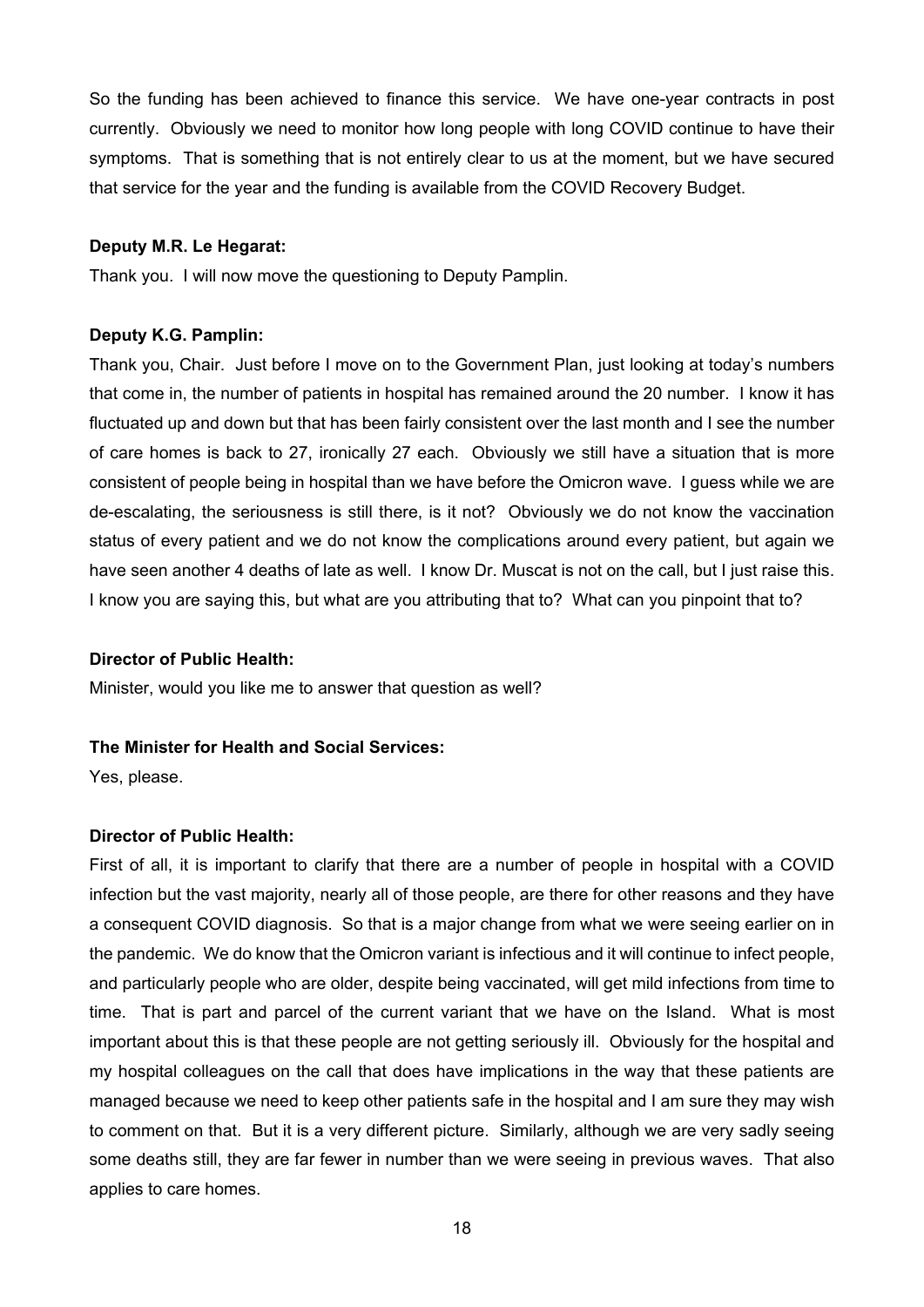So the funding has been achieved to finance this service. We have one-year contracts in post currently. Obviously we need to monitor how long people with long COVID continue to have their symptoms. That is something that is not entirely clear to us at the moment, but we have secured that service for the year and the funding is available from the COVID Recovery Budget.

**Deputy M.R. Le Hegarat:**

Thank you. I will now move the questioning to Deputy Pamplin.

**Deputy K.G. Pamplin:**

Thank you, Chair. Just before I move on to the Government Plan, just looking at today's numbers that come in, the number of patients in hospital has remained around the 20 number. I know it has fluctuated up and down but that has been fairly consistent over the last month and I see the number of care homes is back to 27, ironically 27 each. Obviously we still have a situation that is more consistent of people being in hospital than we have before the Omicron wave. I guess while we are de-escalating, the seriousness is still there, is it not? Obviously we do not know the vaccination status of every patient and we do not know the complications around every patient, but again we have seen another 4 deaths of late as well. I know Dr. Muscat is not on the call, but I just raise this. I know you are saying this, but what are you attributing that to? What can you pinpoint that to?

**Director of Public Health:**

Minister, would you like me to answer that question as well?

**The Minister for Health and Social Services:**

Yes, please.

**Director of Public Health:**

First of all, it is important to clarify that there are a number of people in hospital with a COVID infection but the vast majority, nearly all of those people, are there for other reasons and they have a consequent COVID diagnosis. So that is a major change from what we were seeing earlier on in the pandemic. We do know that the Omicron variant is infectious and it will continue to infect people, and particularly people who are older, despite being vaccinated, will get mild infections from time to time. That is part and parcel of the current variant that we have on the Island. What is most important about this is that these people are not getting seriously ill. Obviously for the hospital and my hospital colleagues on the call that does have implications in the way that these patients are managed because we need to keep other patients safe in the hospital and I am sure they may wish to comment on that. But it is a very different picture. Similarly, although we are very sadly seeing some deaths still, they are far fewer in number than we were seeing in previous waves. That also applies to care homes.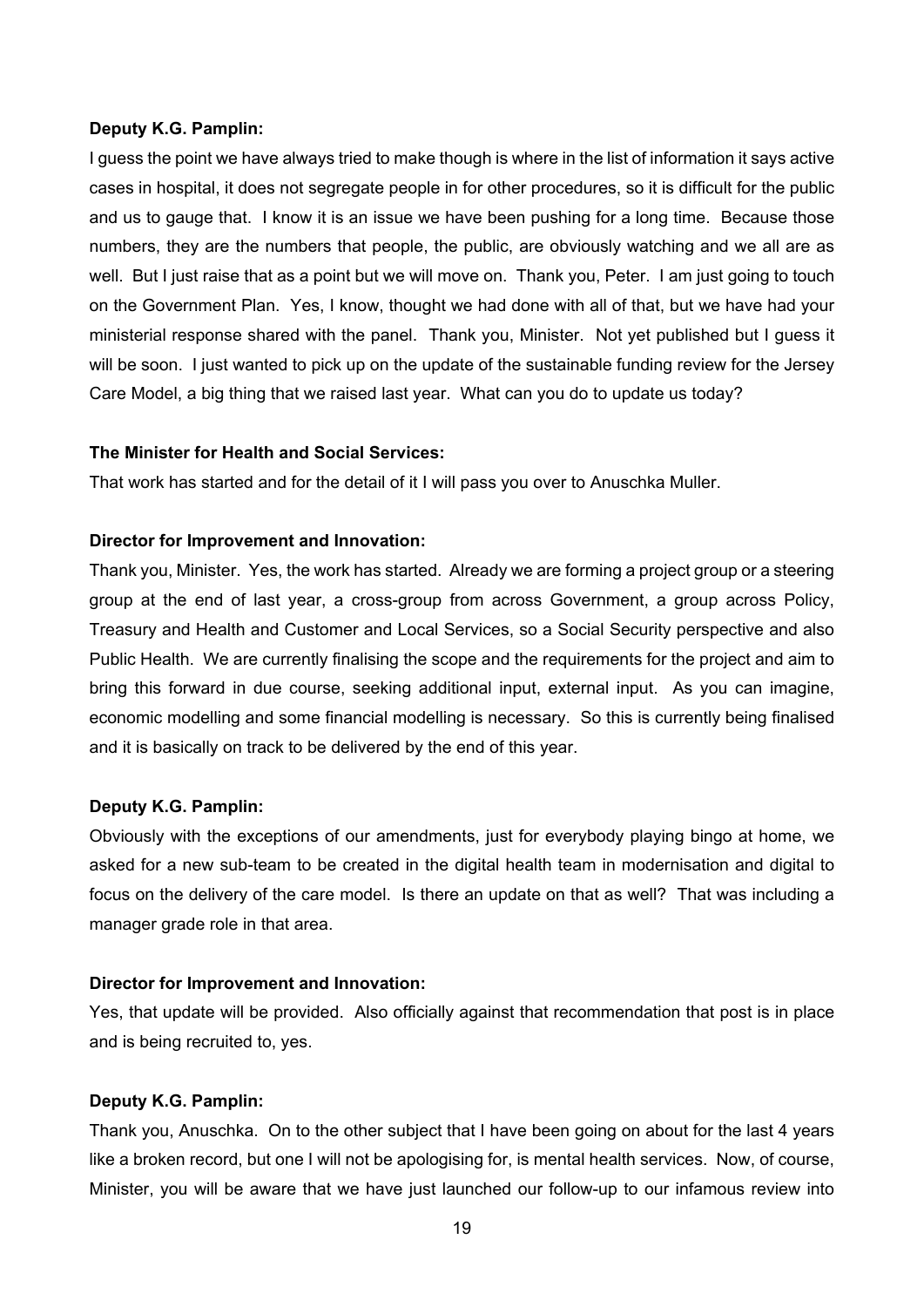**Deputy K.G. Pamplin:**

I guess the point we have always tried to make though is where in the list of information it says active cases in hospital, it does not segregate people in for other procedures, so it is difficult for the public and us to gauge that. I know it is an issue we have been pushing for a long time. Because those numbers, they are the numbers that people, the public, are obviously watching and we all are as well. But I just raise that as a point but we will move on. Thank you, Peter. I am just going to touch on the Government Plan. Yes, I know, thought we had done with all of that, but we have had your ministerial response shared with the panel. Thank you, Minister. Not yet published but I guess it will be soon. I just wanted to pick up on the update of the sustainable funding review for the Jersey Care Model, a big thing that we raised last year. What can you do to update us today?

**The Minister for Health and Social Services:**

That work has started and for the detail of it I will pass you over to Anuschka Muller.

**Director for Improvement and Innovation:**

Thank you, Minister. Yes, the work has started. Already we are forming a project group or a steering group at the end of last year, a cross-group from across Government, a group across Policy, Treasury and Health and Customer and Local Services, so a Social Security perspective and also Public Health. We are currently finalising the scope and the requirements for the project and aim to bring this forward in due course, seeking additional input, external input. As you can imagine, economic modelling and some financial modelling is necessary. So this is currently being finalised and it is basically on track to be delivered by the end of this year.

**Deputy K.G. Pamplin:**

Obviously with the exceptions of our amendments, just for everybody playing bingo at home, we asked for a new sub-team to be created in the digital health team in modernisation and digital to focus on the delivery of the care model. Is there an update on that as well? That was including a manager grade role in that area.

**Director for Improvement and Innovation:**

Yes, that update will be provided. Also officially against that recommendation that post is in place and is being recruited to, yes.

**Deputy K.G. Pamplin:**

Thank you, Anuschka. On to the other subject that I have been going on about for the last 4 years like a broken record, but one I will not be apologising for, is mental health services. Now, of course, Minister, you will be aware that we have just launched our follow-up to our infamous review into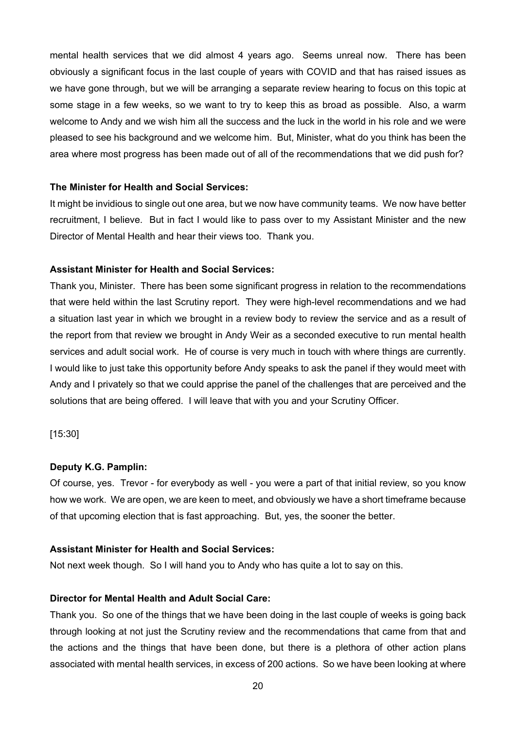mental health services that we did almost 4 years ago. Seems unreal now. There has been obviously a significant focus in the last couple of years with COVID and that has raised issues as we have gone through, but we will be arranging a separate review hearing to focus on this topic at some stage in a few weeks, so we want to try to keep this as broad as possible. Also, a warm welcome to Andy and we wish him all the success and the luck in the world in his role and we were pleased to see his background and we welcome him. But, Minister, what do you think has been the area where most progress has been made out of all of the recommendations that we did push for?

**The Minister for Health and Social Services:**

It might be invidious to single out one area, but we now have community teams. We now have better recruitment, I believe. But in fact I would like to pass over to my Assistant Minister and the new Director of Mental Health and hear their views too. Thank you.

**Assistant Minister for Health and Social Services:**

Thank you, Minister. There has been some significant progress in relation to the recommendations that were held within the last Scrutiny report. They were high-level recommendations and we had a situation last year in which we brought in a review body to review the service and as a result of the report from that review we brought in Andy Weir as a seconded executive to run mental health services and adult social work. He of course is very much in touch with where things are currently. I would like to just take this opportunity before Andy speaks to ask the panel if they would meet with Andy and I privately so that we could apprise the panel of the challenges that are perceived and the solutions that are being offered. I will leave that with you and your Scrutiny Officer.

[15:30]

**Deputy K.G. Pamplin:**

Of course, yes. Trevor - for everybody as well - you were a part of that initial review, so you know how we work. We are open, we are keen to meet, and obviously we have a short timeframe because of that upcoming election that is fast approaching. But, yes, the sooner the better.

**Assistant Minister for Health and Social Services:**

Not next week though. So I will hand you to Andy who has quite a lot to say on this.

**Director for Mental Health and Adult Social Care:**

Thank you. So one of the things that we have been doing in the last couple of weeks is going back through looking at not just the Scrutiny review and the recommendations that came from that and the actions and the things that have been done, but there is a plethora of other action plans associated with mental health services, in excess of 200 actions. So we have been looking at where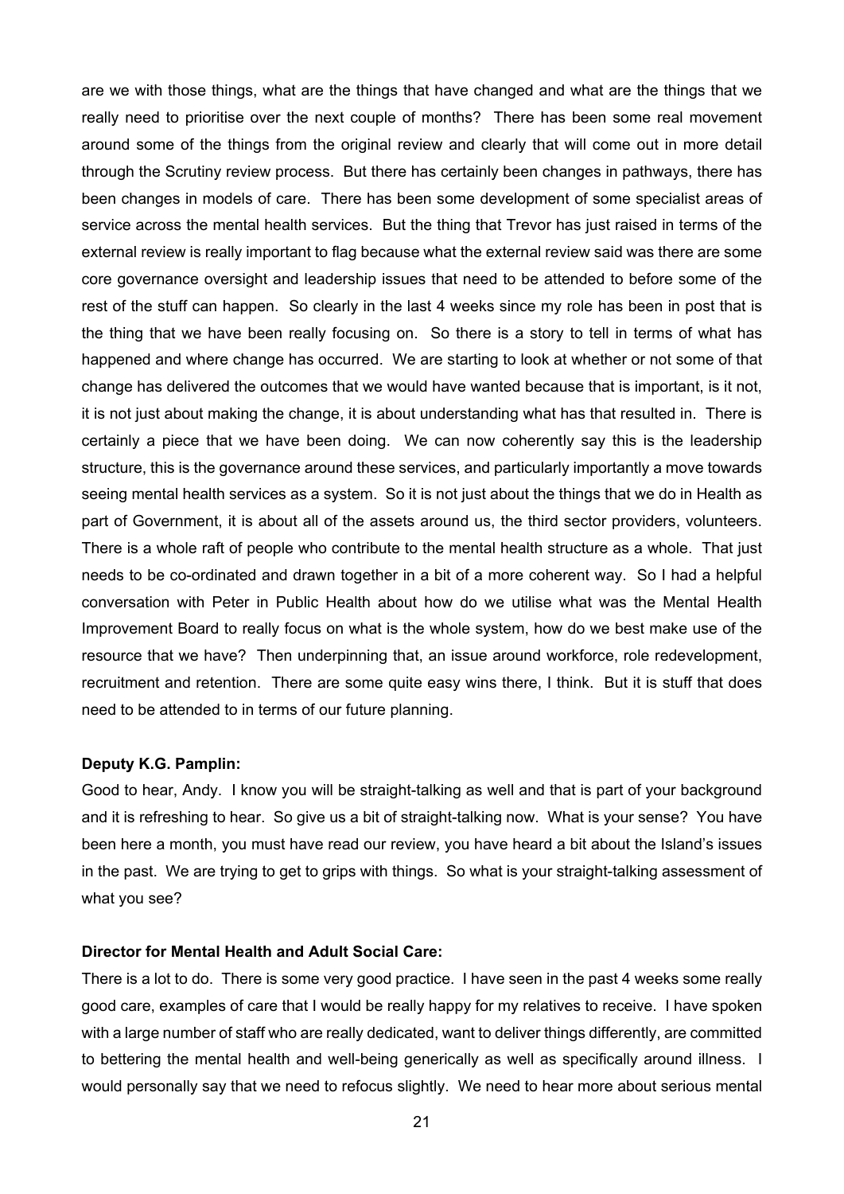are we with those things, what are the things that have changed and what are the things that we really need to prioritise over the next couple of months? There has been some real movement around some of the things from the original review and clearly that will come out in more detail through the Scrutiny review process. But there has certainly been changes in pathways, there has been changes in models of care. There has been some development of some specialist areas of service across the mental health services. But the thing that Trevor has just raised in terms of the external review is really important to flag because what the external review said was there are some core governance oversight and leadership issues that need to be attended to before some of the rest of the stuff can happen. So clearly in the last 4 weeks since my role has been in post that is the thing that we have been really focusing on. So there is a story to tell in terms of what has happened and where change has occurred. We are starting to look at whether or not some of that change has delivered the outcomes that we would have wanted because that is important, is it not, it is not just about making the change, it is about understanding what has that resulted in. There is certainly a piece that we have been doing. We can now coherently say this is the leadership structure, this is the governance around these services, and particularly importantly a move towards seeing mental health services as a system. So it is not just about the things that we do in Health as part of Government, it is about all of the assets around us, the third sector providers, volunteers. There is a whole raft of people who contribute to the mental health structure as a whole. That just needs to be co-ordinated and drawn together in a bit of a more coherent way. So I had a helpful conversation with Peter in Public Health about how do we utilise what was the Mental Health Improvement Board to really focus on what is the whole system, how do we best make use of the resource that we have? Then underpinning that, an issue around workforce, role redevelopment, recruitment and retention. There are some quite easy wins there, I think. But it is stuff that does need to be attended to in terms of our future planning.

**Deputy K.G. Pamplin:**

Good to hear, Andy. I know you will be straight-talking as well and that is part of your background and it is refreshing to hear. So give us a bit of straight-talking now. What is your sense? You have been here a month, you must have read our review, you have heard a bit about the Island's issues in the past. We are trying to get to grips with things. So what is your straight-talking assessment of what you see?

**Director for Mental Health and Adult Social Care:**

There is a lot to do. There is some very good practice. I have seen in the past 4 weeks some really good care, examples of care that I would be really happy for my relatives to receive. I have spoken with a large number of staff who are really dedicated, want to deliver things differently, are committed to bettering the mental health and well-being generically as well as specifically around illness. I would personally say that we need to refocus slightly. We need to hear more about serious mental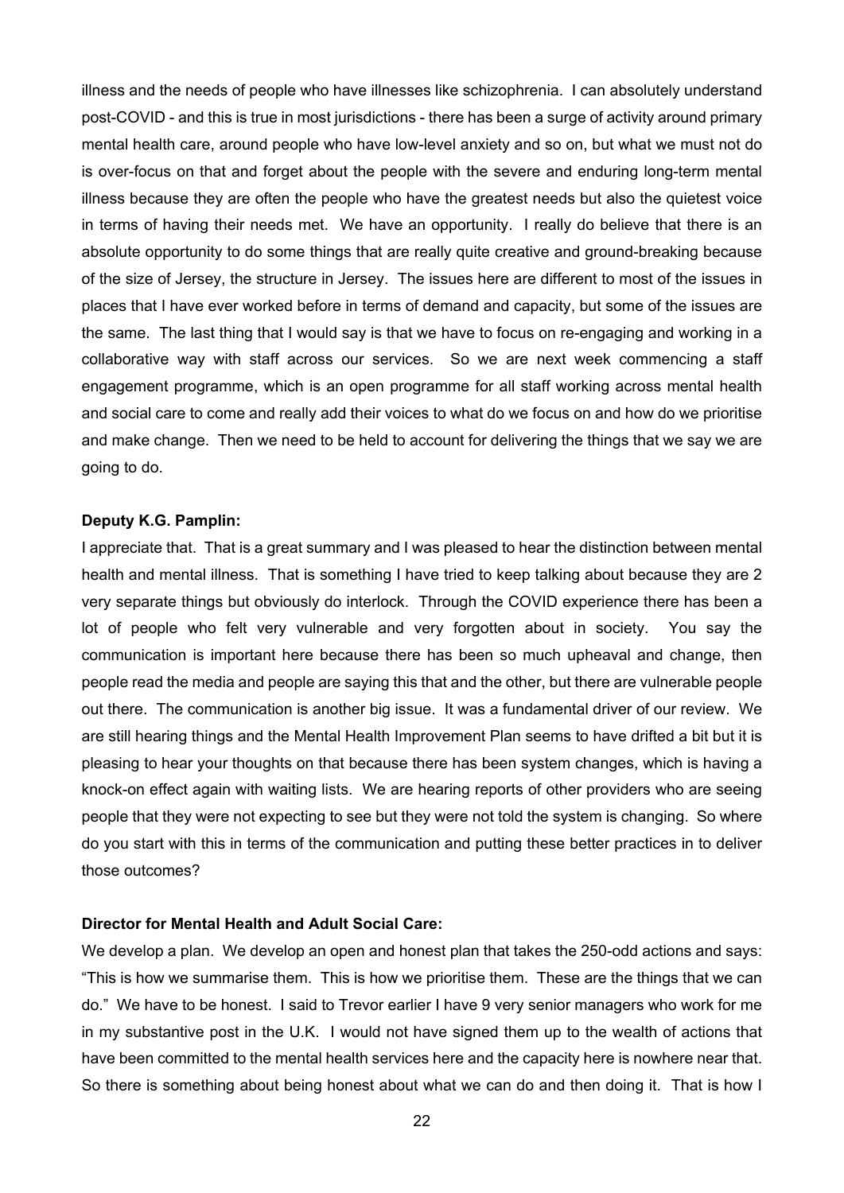illness and the needs of people who have illnesses like schizophrenia. I can absolutely understand post-COVID - and this is true in most jurisdictions - there has been a surge of activity around primary mental health care, around people who have low-level anxiety and so on, but what we must not do is over-focus on that and forget about the people with the severe and enduring long-term mental illness because they are often the people who have the greatest needs but also the quietest voice in terms of having their needs met. We have an opportunity. I really do believe that there is an absolute opportunity to do some things that are really quite creative and ground-breaking because of the size of Jersey, the structure in Jersey. The issues here are different to most of the issues in places that I have ever worked before in terms of demand and capacity, but some of the issues are the same. The last thing that I would say is that we have to focus on re-engaging and working in a collaborative way with staff across our services. So we are next week commencing a staff engagement programme, which is an open programme for all staff working across mental health and social care to come and really add their voices to what do we focus on and how do we prioritise and make change. Then we need to be held to account for delivering the things that we say we are going to do.

**Deputy K.G. Pamplin:**

I appreciate that. That is a great summary and I was pleased to hear the distinction between mental health and mental illness. That is something I have tried to keep talking about because they are 2 very separate things but obviously do interlock. Through the COVID experience there has been a lot of people who felt very vulnerable and very forgotten about in society. You say the communication is important here because there has been so much upheaval and change, then people read the media and people are saying this that and the other, but there are vulnerable people out there. The communication is another big issue. It was a fundamental driver of our review. We are still hearing things and the Mental Health Improvement Plan seems to have drifted a bit but it is pleasing to hear your thoughts on that because there has been system changes, which is having a knock-on effect again with waiting lists. We are hearing reports of other providers who are seeing people that they were not expecting to see but they were not told the system is changing. So where do you start with this in terms of the communication and putting these better practices in to deliver those outcomes?

**Director for Mental Health and Adult Social Care:**

We develop a plan. We develop an open and honest plan that takes the 250-odd actions and says: "This is how we summarise them. This is how we prioritise them. These are the things that we can do." We have to be honest. I said to Trevor earlier I have 9 very senior managers who work for me in my substantive post in the U.K. I would not have signed them up to the wealth of actions that have been committed to the mental health services here and the capacity here is nowhere near that. So there is something about being honest about what we can do and then doing it. That is how I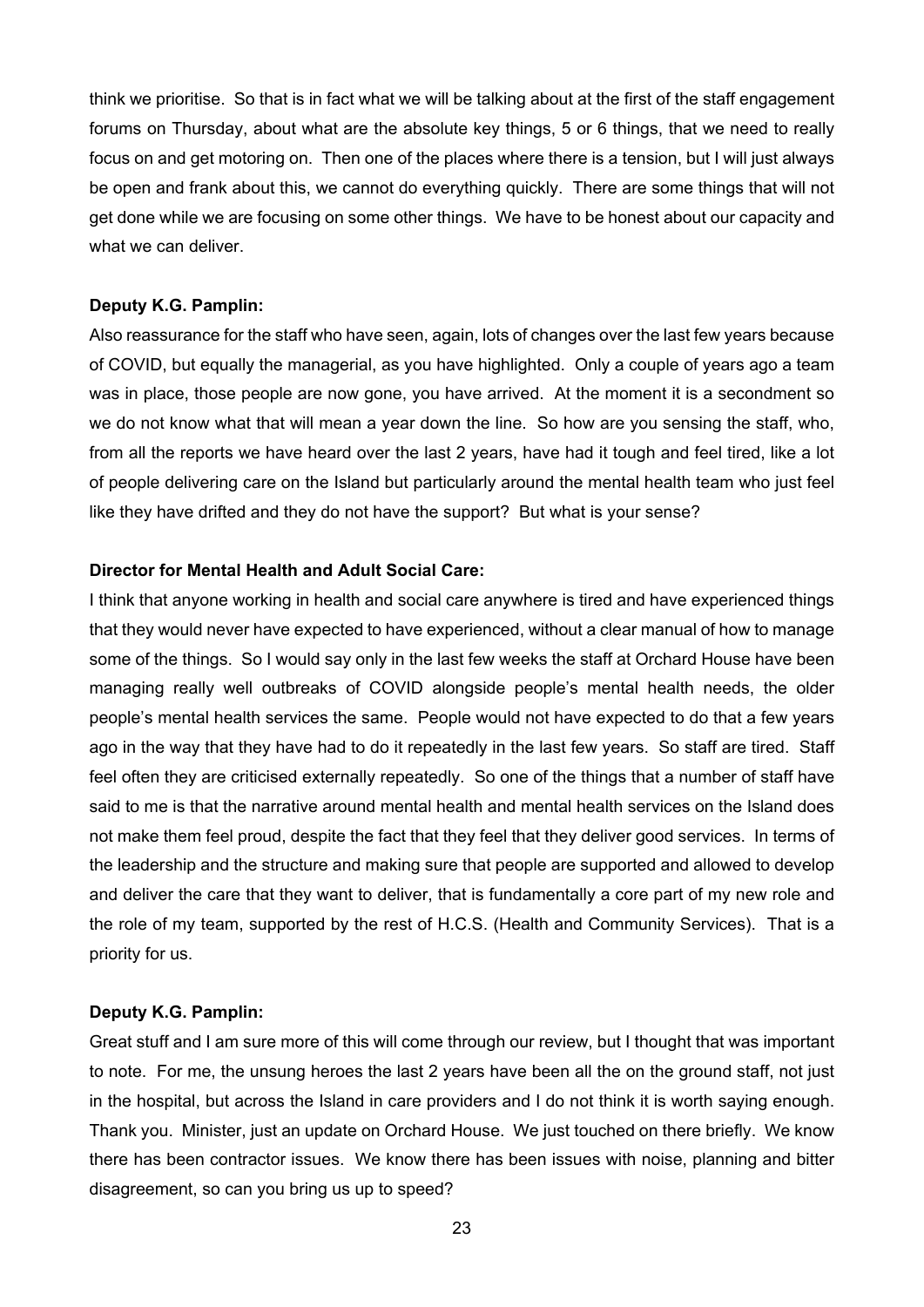think we prioritise. So that is in fact what we will be talking about at the first of the staff engagement forums on Thursday, about what are the absolute key things, 5 or 6 things, that we need to really focus on and get motoring on. Then one of the places where there is a tension, but I will just always be open and frank about this, we cannot do everything quickly. There are some things that will not get done while we are focusing on some other things. We have to be honest about our capacity and what we can deliver.

**Deputy K.G. Pamplin:**

Also reassurance for the staff who have seen, again, lots of changes over the last few years because of COVID, but equally the managerial, as you have highlighted. Only a couple of years ago a team was in place, those people are now gone, you have arrived. At the moment it is a secondment so we do not know what that will mean a year down the line. So how are you sensing the staff, who, from all the reports we have heard over the last 2 years, have had it tough and feel tired, like a lot of people delivering care on the Island but particularly around the mental health team who just feel like they have drifted and they do not have the support? But what is your sense?

**Director for Mental Health and Adult Social Care:**

I think that anyone working in health and social care anywhere is tired and have experienced things that they would never have expected to have experienced, without a clear manual of how to manage some of the things. So I would say only in the last few weeks the staff at Orchard House have been managing really well outbreaks of COVID alongside people's mental health needs, the older people's mental health services the same. People would not have expected to do that a few years ago in the way that they have had to do it repeatedly in the last few years. So staff are tired. Staff feel often they are criticised externally repeatedly. So one of the things that a number of staff have said to me is that the narrative around mental health and mental health services on the Island does not make them feel proud, despite the fact that they feel that they deliver good services. In terms of the leadership and the structure and making sure that people are supported and allowed to develop and deliver the care that they want to deliver, that is fundamentally a core part of my new role and the role of my team, supported by the rest of H.C.S. (Health and Community Services). That is a priority for us.

**Deputy K.G. Pamplin:**

Great stuff and I am sure more of this will come through our review, but I thought that was important to note. For me, the unsung heroes the last 2 years have been all the on the ground staff, not just in the hospital, but across the Island in care providers and I do not think it is worth saying enough. Thank you. Minister, just an update on Orchard House. We just touched on there briefly. We know there has been contractor issues. We know there has been issues with noise, planning and bitter disagreement, so can you bring us up to speed?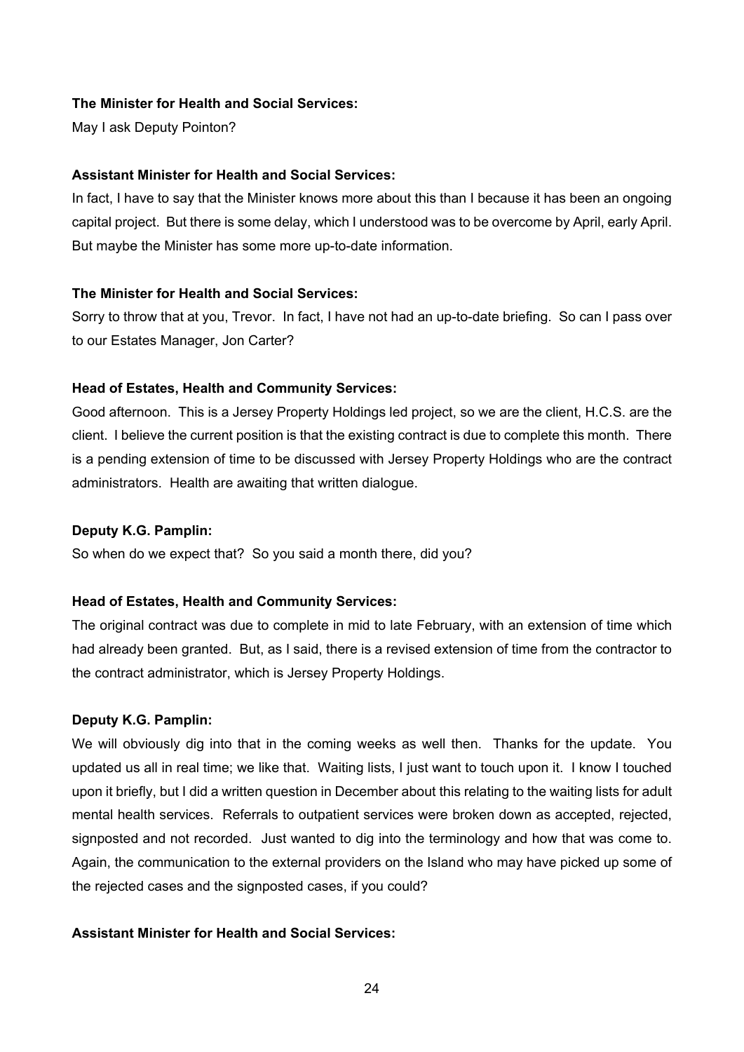**The Minister for Health and Social Services:**

May I ask Deputy Pointon?

**Assistant Minister for Health and Social Services:**

In fact, I have to say that the Minister knows more about this than I because it has been an ongoing capital project. But there is some delay, which I understood was to be overcome by April, early April. But maybe the Minister has some more up-to-date information.

**The Minister for Health and Social Services:**

Sorry to throw that at you, Trevor. In fact, I have not had an up-to-date briefing. So can I pass over to our Estates Manager, Jon Carter?

**Head of Estates, Health and Community Services:**

Good afternoon. This is a Jersey Property Holdings led project, so we are the client, H.C.S. are the client. I believe the current position is that the existing contract is due to complete this month. There is a pending extension of time to be discussed with Jersey Property Holdings who are the contract administrators. Health are awaiting that written dialogue.

**Deputy K.G. Pamplin:**

So when do we expect that? So you said a month there, did you?

**Head of Estates, Health and Community Services:**

The original contract was due to complete in mid to late February, with an extension of time which had already been granted. But, as I said, there is a revised extension of time from the contractor to the contract administrator, which is Jersey Property Holdings.

**Deputy K.G. Pamplin:**

We will obviously dig into that in the coming weeks as well then. Thanks for the update. You updated us all in real time; we like that. Waiting lists, I just want to touch upon it. I know I touched upon it briefly, but I did a written question in December about this relating to the waiting lists for adult mental health services. Referrals to outpatient services were broken down as accepted, rejected, signposted and not recorded. Just wanted to dig into the terminology and how that was come to. Again, the communication to the external providers on the Island who may have picked up some of the rejected cases and the signposted cases, if you could?

**Assistant Minister for Health and Social Services:**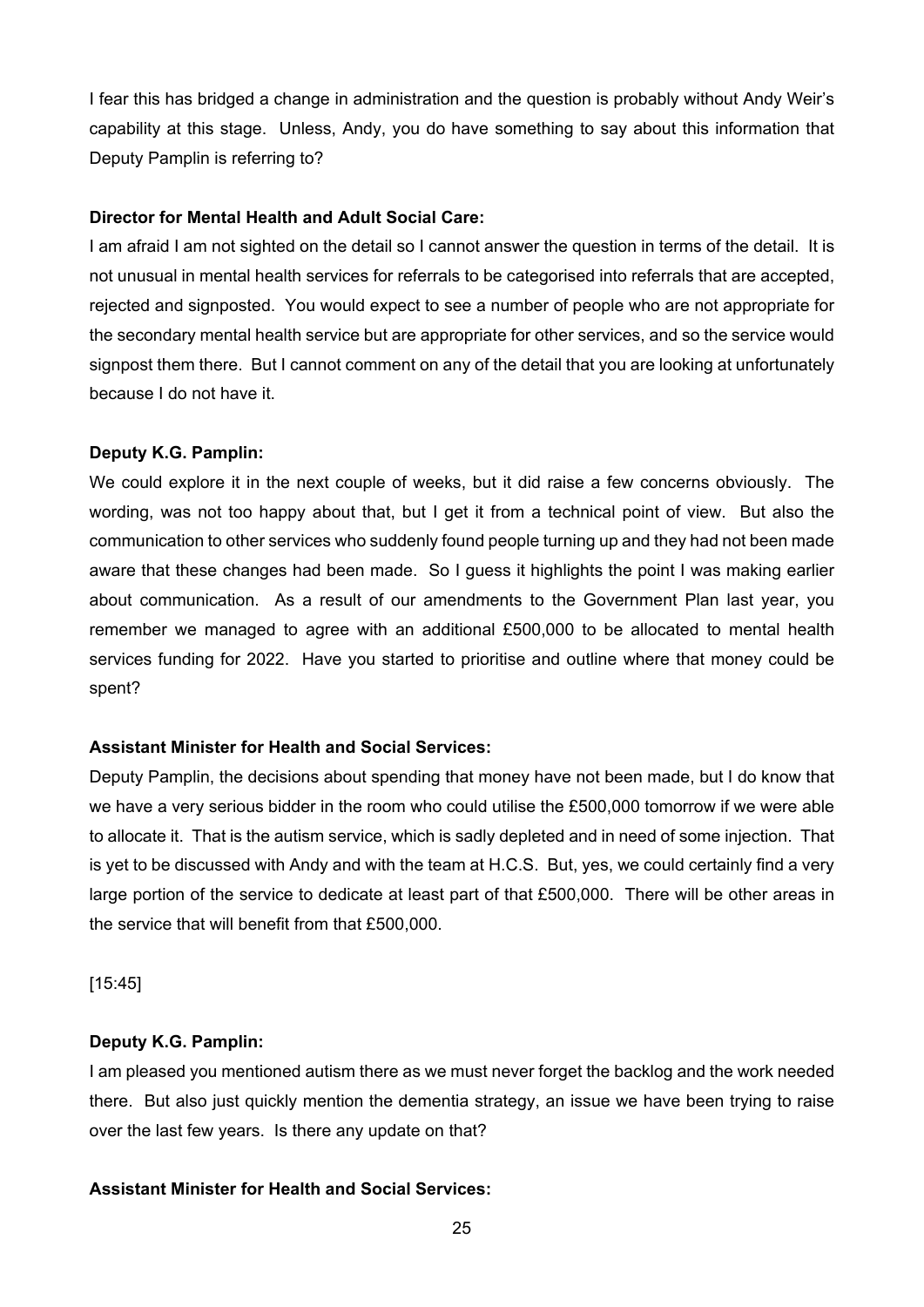I fear this has bridged a change in administration and the question is probably without Andy Weir's capability at this stage. Unless, Andy, you do have something to say about this information that Deputy Pamplin is referring to?

**Director for Mental Health and Adult Social Care:**

I am afraid I am not sighted on the detail so I cannot answer the question in terms of the detail. It is not unusual in mental health services for referrals to be categorised into referrals that are accepted, rejected and signposted. You would expect to see a number of people who are not appropriate for the secondary mental health service but are appropriate for other services, and so the service would signpost them there. But I cannot comment on any of the detail that you are looking at unfortunately because I do not have it.

**Deputy K.G. Pamplin:**

We could explore it in the next couple of weeks, but it did raise a few concerns obviously. The wording, was not too happy about that, but I get it from a technical point of view. But also the communication to other services who suddenly found people turning up and they had not been made aware that these changes had been made. So I guess it highlights the point I was making earlier about communication. As a result of our amendments to the Government Plan last year, you remember we managed to agree with an additional £500,000 to be allocated to mental health services funding for 2022. Have you started to prioritise and outline where that money could be spent?

**Assistant Minister for Health and Social Services:**

Deputy Pamplin, the decisions about spending that money have not been made, but I do know that we have a very serious bidder in the room who could utilise the £500,000 tomorrow if we were able to allocate it. That is the autism service, which is sadly depleted and in need of some injection. That is yet to be discussed with Andy and with the team at H.C.S. But, yes, we could certainly find a very large portion of the service to dedicate at least part of that £500,000. There will be other areas in the service that will benefit from that £500,000.

[15:45]

**Deputy K.G. Pamplin:**

I am pleased you mentioned autism there as we must never forget the backlog and the work needed there. But also just quickly mention the dementia strategy, an issue we have been trying to raise over the last few years. Is there any update on that?

**Assistant Minister for Health and Social Services:**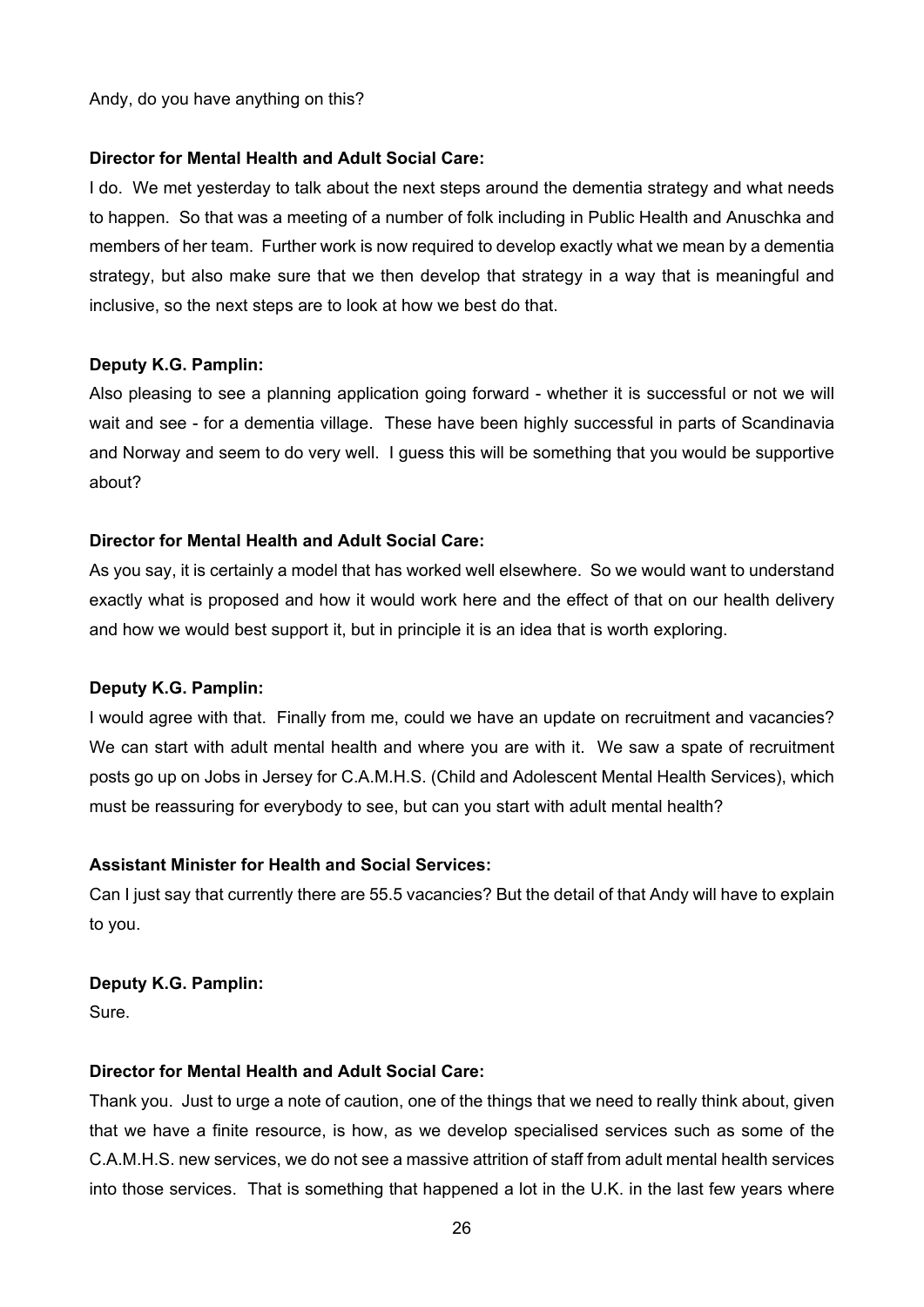Andy, do you have anything on this?

**Director for Mental Health and Adult Social Care:**

I do. We met yesterday to talk about the next steps around the dementia strategy and what needs to happen. So that was a meeting of a number of folk including in Public Health and Anuschka and members of her team. Further work is now required to develop exactly what we mean by a dementia strategy, but also make sure that we then develop that strategy in a way that is meaningful and inclusive, so the next steps are to look at how we best do that.

**Deputy K.G. Pamplin:**

Also pleasing to see a planning application going forward - whether it is successful or not we will wait and see - for a dementia village. These have been highly successful in parts of Scandinavia and Norway and seem to do very well. I guess this will be something that you would be supportive about?

**Director for Mental Health and Adult Social Care:**

As you say, it is certainly a model that has worked well elsewhere. So we would want to understand exactly what is proposed and how it would work here and the effect of that on our health delivery and how we would best support it, but in principle it is an idea that is worth exploring.

**Deputy K.G. Pamplin:**

I would agree with that. Finally from me, could we have an update on recruitment and vacancies? We can start with adult mental health and where you are with it. We saw a spate of recruitment posts go up on Jobs in Jersey for C.A.M.H.S. (Child and Adolescent Mental Health Services), which must be reassuring for everybody to see, but can you start with adult mental health?

**Assistant Minister for Health and Social Services:**

Can I just say that currently there are 55.5 vacancies? But the detail of that Andy will have to explain to you.

**Deputy K.G. Pamplin:**

Sure.

**Director for Mental Health and Adult Social Care:**

Thank you. Just to urge a note of caution, one of the things that we need to really think about, given that we have a finite resource, is how, as we develop specialised services such as some of the C.A.M.H.S. new services, we do not see a massive attrition of staff from adult mental health services into those services. That is something that happened a lot in the U.K. in the last few years where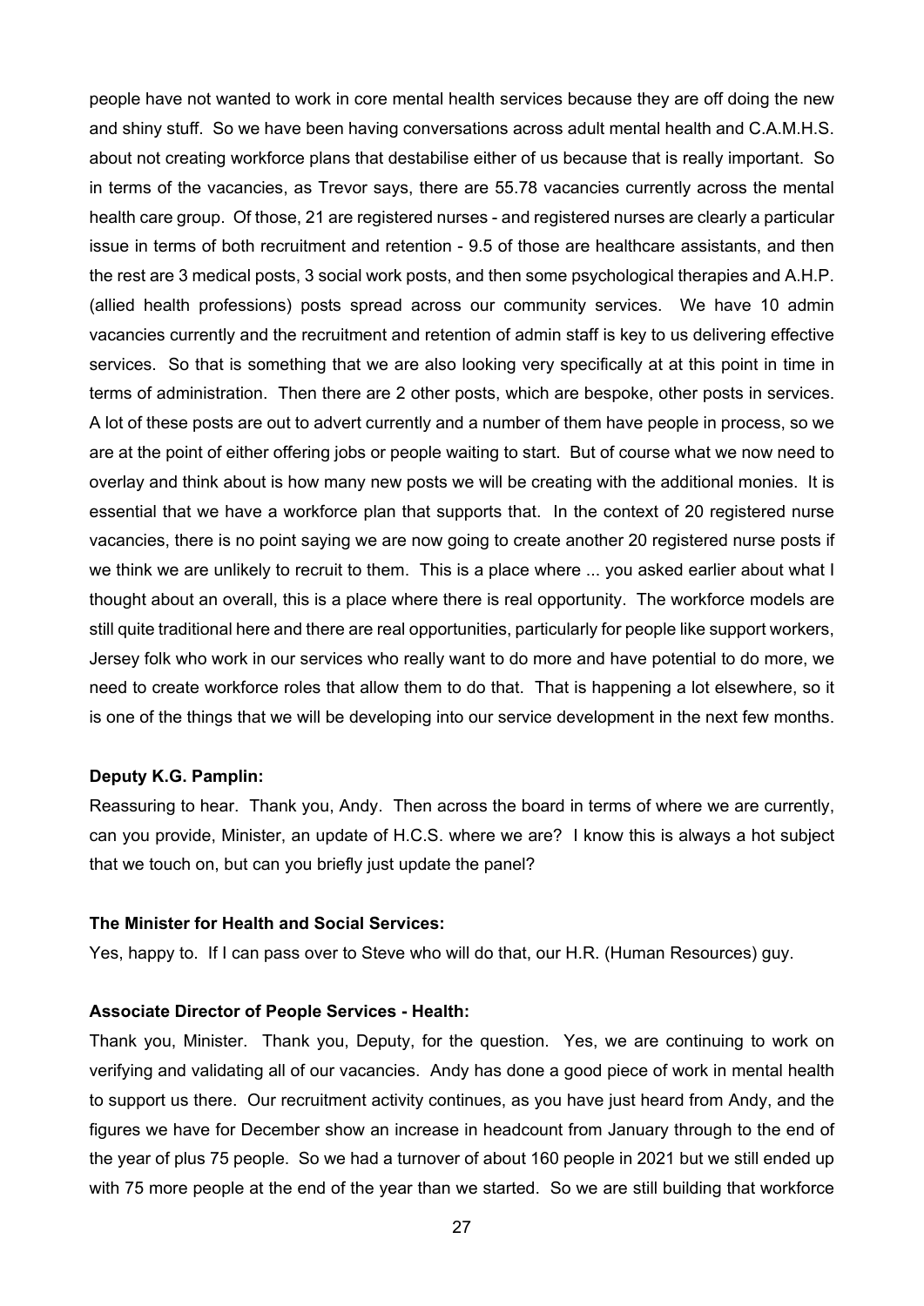people have not wanted to work in core mental health services because they are off doing the new and shiny stuff. So we have been having conversations across adult mental health and C.A.M.H.S. about not creating workforce plans that destabilise either of us because that is really important. So in terms of the vacancies, as Trevor says, there are 55.78 vacancies currently across the mental health care group. Of those, 21 are registered nurses - and registered nurses are clearly a particular issue in terms of both recruitment and retention - 9.5 of those are healthcare assistants, and then the rest are 3 medical posts, 3 social work posts, and then some psychological therapies and A.H.P. (allied health professions) posts spread across our community services. We have 10 admin vacancies currently and the recruitment and retention of admin staff is key to us delivering effective services. So that is something that we are also looking very specifically at at this point in time in terms of administration. Then there are 2 other posts, which are bespoke, other posts in services. A lot of these posts are out to advert currently and a number of them have people in process, so we are at the point of either offering jobs or people waiting to start. But of course what we now need to overlay and think about is how many new posts we will be creating with the additional monies. It is essential that we have a workforce plan that supports that. In the context of 20 registered nurse vacancies, there is no point saying we are now going to create another 20 registered nurse posts if we think we are unlikely to recruit to them. This is a place where ... you asked earlier about what I thought about an overall, this is a place where there is real opportunity. The workforce models are still quite traditional here and there are real opportunities, particularly for people like support workers, Jersey folk who work in our services who really want to do more and have potential to do more, we need to create workforce roles that allow them to do that. That is happening a lot elsewhere, so it is one of the things that we will be developing into our service development in the next few months.

**Deputy K.G. Pamplin:**

Reassuring to hear. Thank you, Andy. Then across the board in terms of where we are currently, can you provide, Minister, an update of H.C.S. where we are? I know this is always a hot subject that we touch on, but can you briefly just update the panel?

**The Minister for Health and Social Services:**

Yes, happy to. If I can pass over to Steve who will do that, our H.R. (Human Resources) guy.

**Associate Director of People Services - Health:**

Thank you, Minister. Thank you, Deputy, for the question. Yes, we are continuing to work on verifying and validating all of our vacancies. Andy has done a good piece of work in mental health to support us there. Our recruitment activity continues, as you have just heard from Andy, and the figures we have for December show an increase in headcount from January through to the end of the year of plus 75 people. So we had a turnover of about 160 people in 2021 but we still ended up with 75 more people at the end of the year than we started. So we are still building that workforce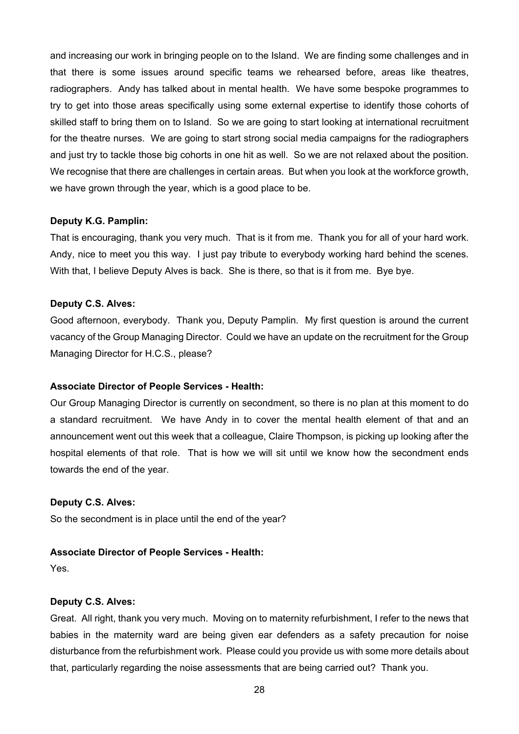and increasing our work in bringing people on to the Island. We are finding some challenges and in that there is some issues around specific teams we rehearsed before, areas like theatres, radiographers. Andy has talked about in mental health. We have some bespoke programmes to try to get into those areas specifically using some external expertise to identify those cohorts of skilled staff to bring them on to Island. So we are going to start looking at international recruitment for the theatre nurses. We are going to start strong social media campaigns for the radiographers and just try to tackle those big cohorts in one hit as well. So we are not relaxed about the position. We recognise that there are challenges in certain areas. But when you look at the workforce growth, we have grown through the year, which is a good place to be.

**Deputy K.G. Pamplin:**

That is encouraging, thank you very much. That is it from me. Thank you for all of your hard work. Andy, nice to meet you this way. I just pay tribute to everybody working hard behind the scenes. With that, I believe Deputy Alves is back. She is there, so that is it from me. Bye bye.

**Deputy C.S. Alves:**

Good afternoon, everybody. Thank you, Deputy Pamplin. My first question is around the current vacancy of the Group Managing Director. Could we have an update on the recruitment for the Group Managing Director for H.C.S., please?

**Associate Director of People Services - Health:**

Our Group Managing Director is currently on secondment, so there is no plan at this moment to do a standard recruitment. We have Andy in to cover the mental health element of that and an announcement went out this week that a colleague, Claire Thompson, is picking up looking after the hospital elements of that role. That is how we will sit until we know how the secondment ends towards the end of the year.

**Deputy C.S. Alves:**

So the secondment is in place until the end of the year?

**Associate Director of People Services - Health:**

Yes.

**Deputy C.S. Alves:**

Great. All right, thank you very much. Moving on to maternity refurbishment, I refer to the news that babies in the maternity ward are being given ear defenders as a safety precaution for noise disturbance from the refurbishment work. Please could you provide us with some more details about that, particularly regarding the noise assessments that are being carried out? Thank you.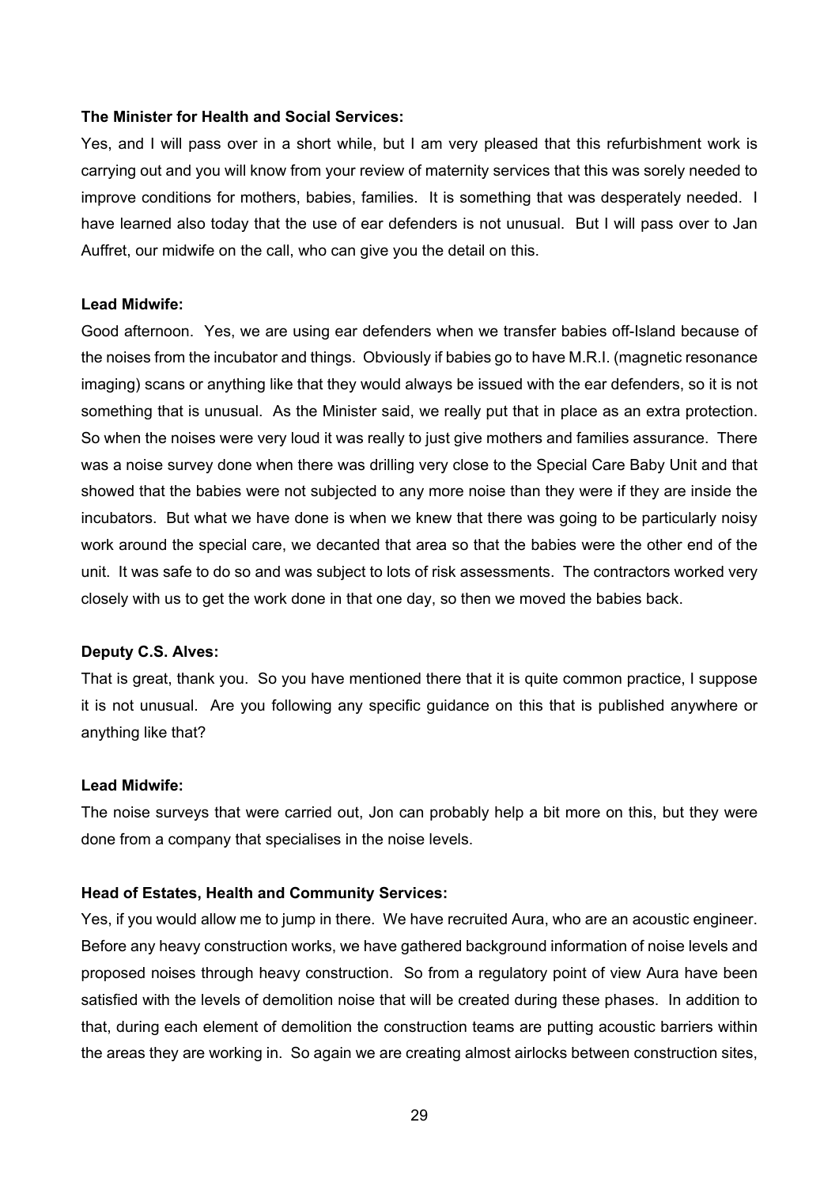**The Minister for Health and Social Services:**

Yes, and I will pass over in a short while, but I am very pleased that this refurbishment work is carrying out and you will know from your review of maternity services that this was sorely needed to improve conditions for mothers, babies, families. It is something that was desperately needed. I have learned also today that the use of ear defenders is not unusual. But I will pass over to Jan Auffret, our midwife on the call, who can give you the detail on this.

**Lead Midwife:**

Good afternoon. Yes, we are using ear defenders when we transfer babies off-Island because of the noises from the incubator and things. Obviously if babies go to have M.R.I. (magnetic resonance imaging) scans or anything like that they would always be issued with the ear defenders, so it is not something that is unusual. As the Minister said, we really put that in place as an extra protection. So when the noises were very loud it was really to just give mothers and families assurance. There was a noise survey done when there was drilling very close to the Special Care Baby Unit and that showed that the babies were not subjected to any more noise than they were if they are inside the incubators. But what we have done is when we knew that there was going to be particularly noisy work around the special care, we decanted that area so that the babies were the other end of the unit. It was safe to do so and was subject to lots of risk assessments. The contractors worked very closely with us to get the work done in that one day, so then we moved the babies back.

**Deputy C.S. Alves:**

That is great, thank you. So you have mentioned there that it is quite common practice, I suppose it is not unusual. Are you following any specific guidance on this that is published anywhere or anything like that?

**Lead Midwife:**

The noise surveys that were carried out, Jon can probably help a bit more on this, but they were done from a company that specialises in the noise levels.

**Head of Estates, Health and Community Services:**

Yes, if you would allow me to jump in there. We have recruited Aura, who are an acoustic engineer. Before any heavy construction works, we have gathered background information of noise levels and proposed noises through heavy construction. So from a regulatory point of view Aura have been satisfied with the levels of demolition noise that will be created during these phases. In addition to that, during each element of demolition the construction teams are putting acoustic barriers within the areas they are working in. So again we are creating almost airlocks between construction sites,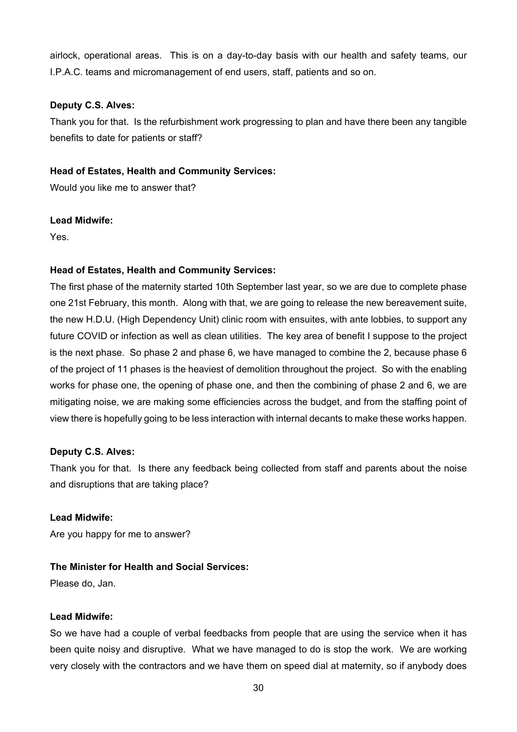airlock, operational areas. This is on a day-to-day basis with our health and safety teams, our I.P.A.C. teams and micromanagement of end users, staff, patients and so on.

**Deputy C.S. Alves:**

Thank you for that. Is the refurbishment work progressing to plan and have there been any tangible benefits to date for patients or staff?

**Head of Estates, Health and Community Services:**

Would you like me to answer that?

**Lead Midwife:**

Yes.

**Head of Estates, Health and Community Services:**

The first phase of the maternity started 10th September last year, so we are due to complete phase one 21st February, this month. Along with that, we are going to release the new bereavement suite, the new H.D.U. (High Dependency Unit) clinic room with ensuites, with ante lobbies, to support any future COVID or infection as well as clean utilities. The key area of benefit I suppose to the project is the next phase. So phase 2 and phase 6, we have managed to combine the 2, because phase 6 of the project of 11 phases is the heaviest of demolition throughout the project. So with the enabling works for phase one, the opening of phase one, and then the combining of phase 2 and 6, we are mitigating noise, we are making some efficiencies across the budget, and from the staffing point of view there is hopefully going to be less interaction with internal decants to make these works happen.

**Deputy C.S. Alves:**

Thank you for that. Is there any feedback being collected from staff and parents about the noise and disruptions that are taking place?

**Lead Midwife:**

Are you happy for me to answer?

**The Minister for Health and Social Services:**

Please do, Jan.

**Lead Midwife:**

So we have had a couple of verbal feedbacks from people that are using the service when it has been quite noisy and disruptive. What we have managed to do is stop the work. We are working very closely with the contractors and we have them on speed dial at maternity, so if anybody does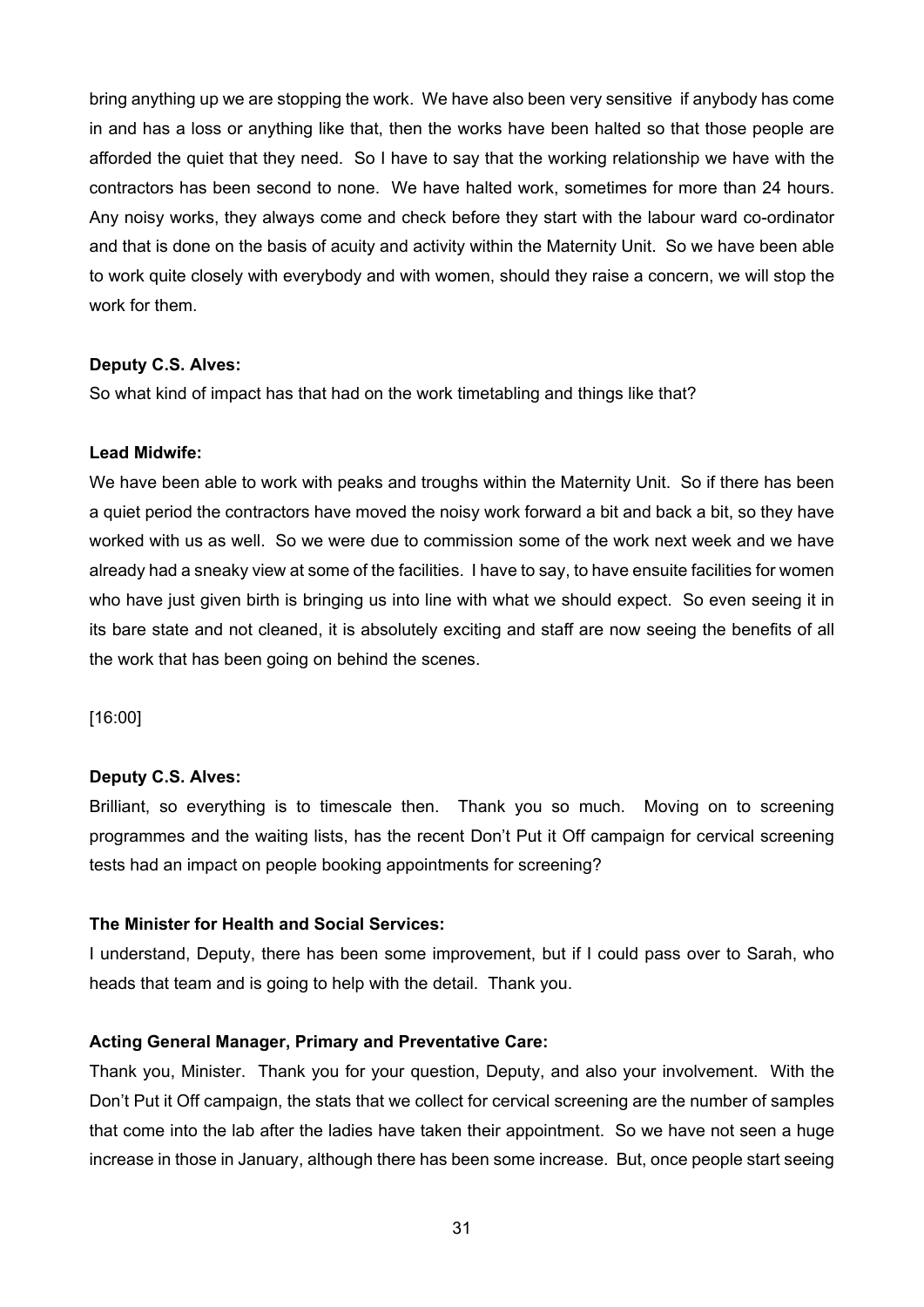bring anything up we are stopping the work. We have also been very sensitive if anybody has come in and has a loss or anything like that, then the works have been halted so that those people are afforded the quiet that they need. So I have to say that the working relationship we have with the contractors has been second to none. We have halted work, sometimes for more than 24 hours. Any noisy works, they always come and check before they start with the labour ward co-ordinator and that is done on the basis of acuity and activity within the Maternity Unit. So we have been able to work quite closely with everybody and with women, should they raise a concern, we will stop the work for them.

**Deputy C.S. Alves:**

So what kind of impact has that had on the work timetabling and things like that?

**Lead Midwife:**

We have been able to work with peaks and troughs within the Maternity Unit. So if there has been a quiet period the contractors have moved the noisy work forward a bit and back a bit, so they have worked with us as well. So we were due to commission some of the work next week and we have already had a sneaky view at some of the facilities. I have to say, to have ensuite facilities for women who have just given birth is bringing us into line with what we should expect. So even seeing it in its bare state and not cleaned, it is absolutely exciting and staff are now seeing the benefits of all the work that has been going on behind the scenes.

[16:00]

**Deputy C.S. Alves:**

Brilliant, so everything is to timescale then. Thank you so much. Moving on to screening programmes and the waiting lists, has the recent Don't Put it Off campaign for cervical screening tests had an impact on people booking appointments for screening?

**The Minister for Health and Social Services:**

I understand, Deputy, there has been some improvement, but if I could pass over to Sarah, who heads that team and is going to help with the detail. Thank you.

**Acting General Manager, Primary and Preventative Care:**

Thank you, Minister. Thank you for your question, Deputy, and also your involvement. With the Don't Put it Off campaign, the stats that we collect for cervical screening are the number of samples that come into the lab after the ladies have taken their appointment. So we have not seen a huge increase in those in January, although there has been some increase. But, once people start seeing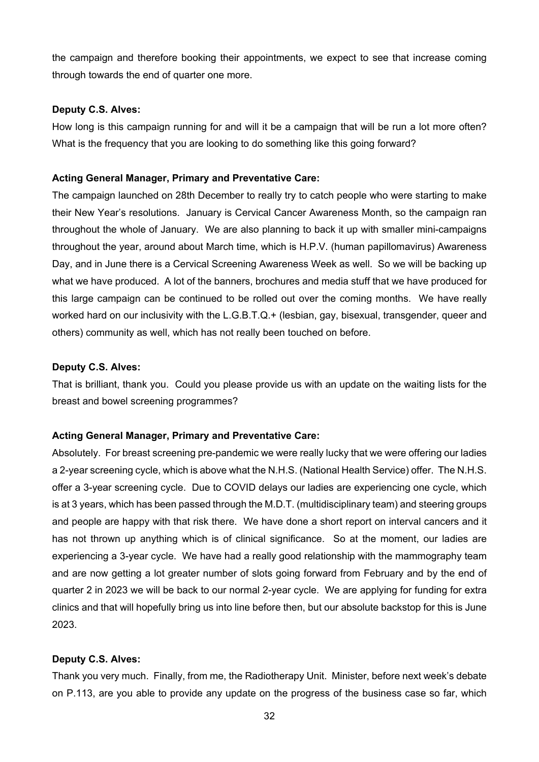the campaign and therefore booking their appointments, we expect to see that increase coming through towards the end of quarter one more.

**Deputy C.S. Alves:**

How long is this campaign running for and will it be a campaign that will be run a lot more often? What is the frequency that you are looking to do something like this going forward?

**Acting General Manager, Primary and Preventative Care:**

The campaign launched on 28th December to really try to catch people who were starting to make their New Year's resolutions. January is Cervical Cancer Awareness Month, so the campaign ran throughout the whole of January. We are also planning to back it up with smaller mini-campaigns throughout the year, around about March time, which is H.P.V. (human papillomavirus) Awareness Day, and in June there is a Cervical Screening Awareness Week as well. So we will be backing up what we have produced. A lot of the banners, brochures and media stuff that we have produced for this large campaign can be continued to be rolled out over the coming months. We have really worked hard on our inclusivity with the L.G.B.T.Q.+ (lesbian, gay, bisexual, transgender, queer and others) community as well, which has not really been touched on before.

**Deputy C.S. Alves:**

That is brilliant, thank you. Could you please provide us with an update on the waiting lists for the breast and bowel screening programmes?

**Acting General Manager, Primary and Preventative Care:**

Absolutely. For breast screening pre-pandemic we were really lucky that we were offering our ladies a 2-year screening cycle, which is above what the N.H.S. (National Health Service) offer. The N.H.S. offer a 3-year screening cycle. Due to COVID delays our ladies are experiencing one cycle, which is at 3 years, which has been passed through the M.D.T. (multidisciplinary team) and steering groups and people are happy with that risk there. We have done a short report on interval cancers and it has not thrown up anything which is of clinical significance. So at the moment, our ladies are experiencing a 3-year cycle. We have had a really good relationship with the mammography team and are now getting a lot greater number of slots going forward from February and by the end of quarter 2 in 2023 we will be back to our normal 2-year cycle. We are applying for funding for extra clinics and that will hopefully bring us into line before then, but our absolute backstop for this is June 2023.

**Deputy C.S. Alves:**

Thank you very much. Finally, from me, the Radiotherapy Unit. Minister, before next week's debate on P.113, are you able to provide any update on the progress of the business case so far, which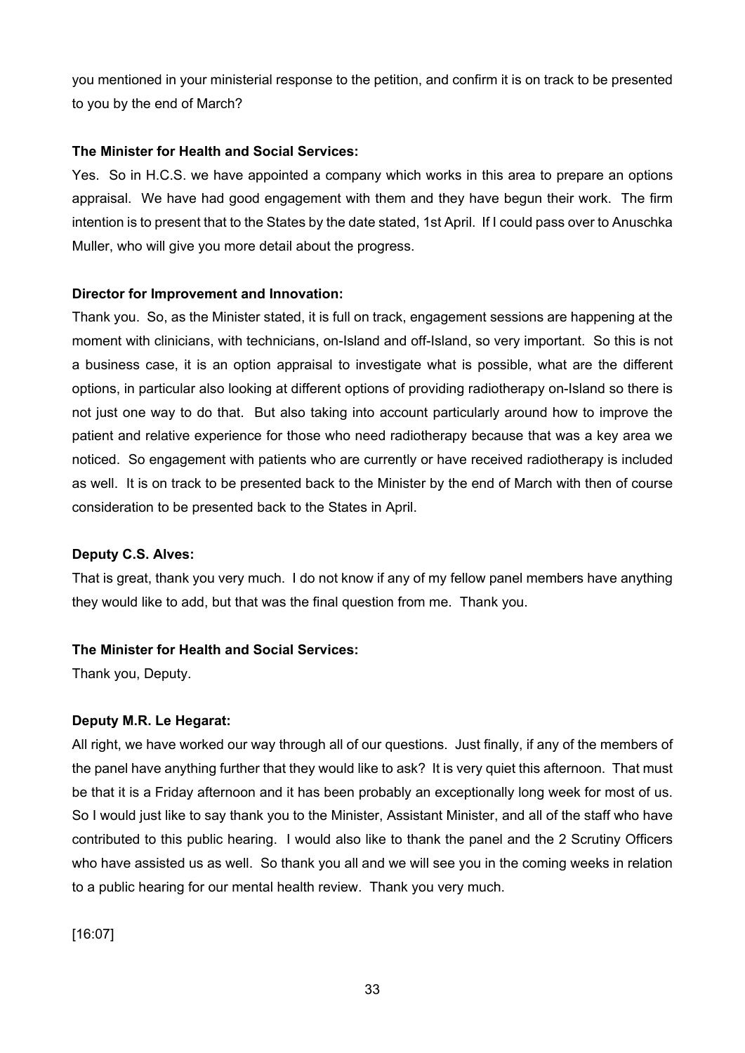you mentioned in your ministerial response to the petition, and confirm it is on track to be presented to you by the end of March?

**The Minister for Health and Social Services:**

Yes. So in H.C.S. we have appointed a company which works in this area to prepare an options appraisal. We have had good engagement with them and they have begun their work. The firm intention is to present that to the States by the date stated, 1st April. If I could pass over to Anuschka Muller, who will give you more detail about the progress.

**Director for Improvement and Innovation:**

Thank you. So, as the Minister stated, it is full on track, engagement sessions are happening at the moment with clinicians, with technicians, on-Island and off-Island, so very important. So this is not a business case, it is an option appraisal to investigate what is possible, what are the different options, in particular also looking at different options of providing radiotherapy on-Island so there is not just one way to do that. But also taking into account particularly around how to improve the patient and relative experience for those who need radiotherapy because that was a key area we noticed. So engagement with patients who are currently or have received radiotherapy is included as well. It is on track to be presented back to the Minister by the end of March with then of course consideration to be presented back to the States in April.

**Deputy C.S. Alves:**

That is great, thank you very much. I do not know if any of my fellow panel members have anything they would like to add, but that was the final question from me. Thank you.

**The Minister for Health and Social Services:**

Thank you, Deputy.

**Deputy M.R. Le Hegarat:**

All right, we have worked our way through all of our questions. Just finally, if any of the members of the panel have anything further that they would like to ask? It is very quiet this afternoon. That must be that it is a Friday afternoon and it has been probably an exceptionally long week for most of us. So I would just like to say thank you to the Minister, Assistant Minister, and all of the staff who have contributed to this public hearing. I would also like to thank the panel and the 2 Scrutiny Officers who have assisted us as well. So thank you all and we will see you in the coming weeks in relation to a public hearing for our mental health review. Thank you very much.

[16:07]